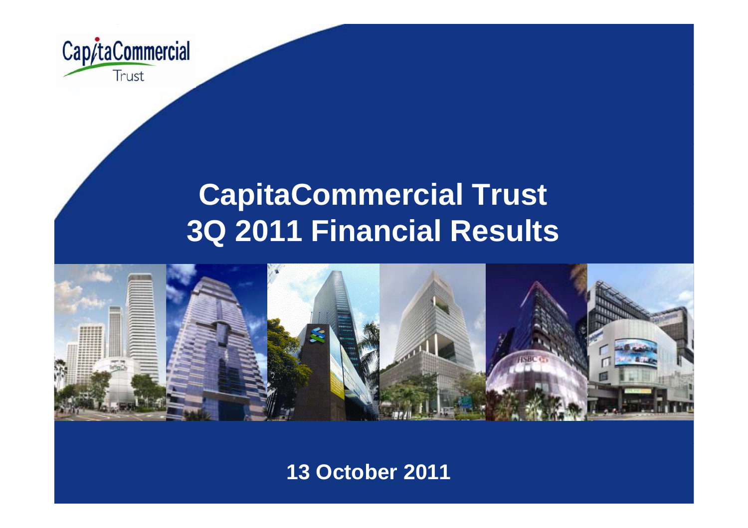# CapitaCommercial Trust 3Q 2011 Financial Results

13 October 2011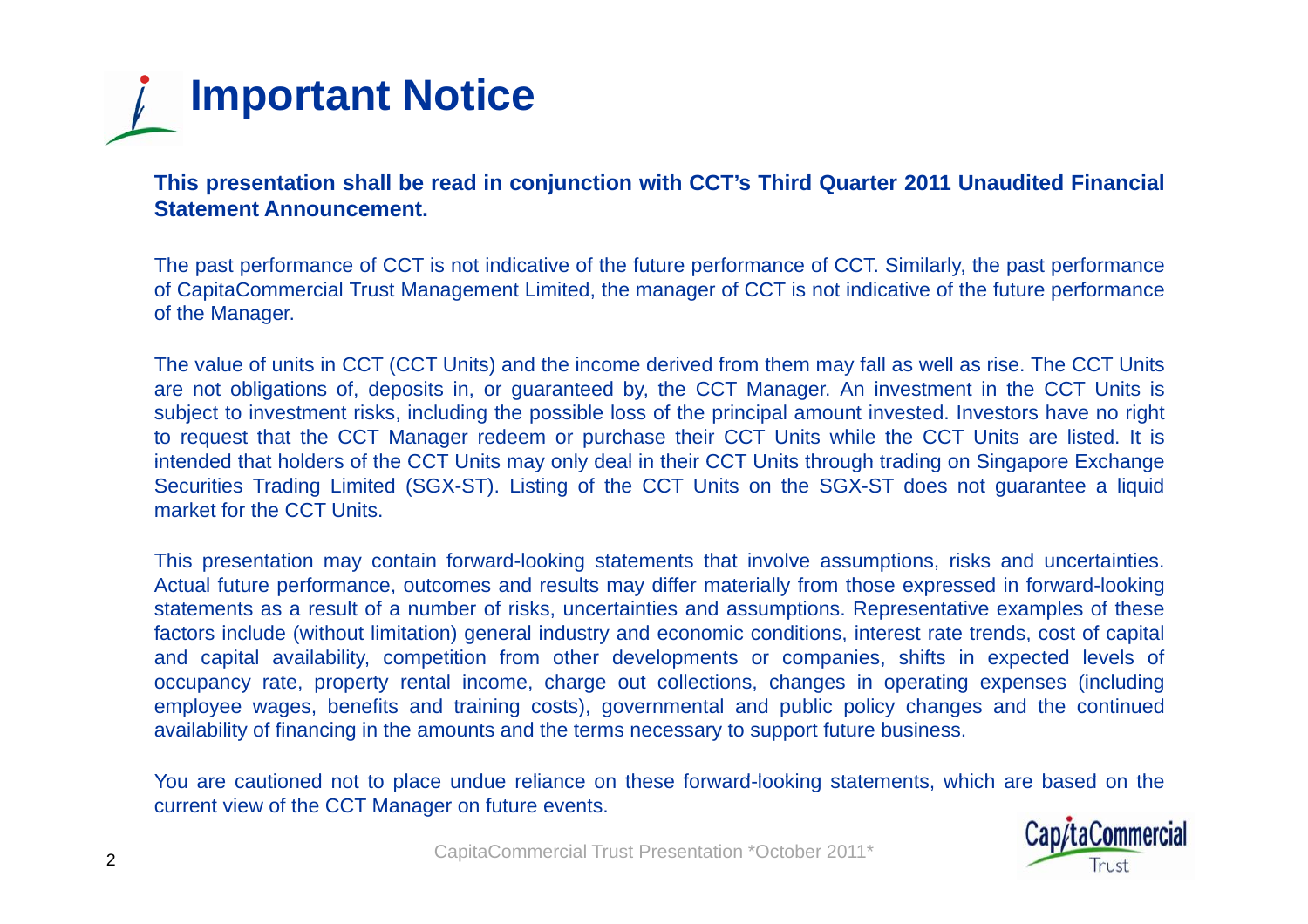# Important Notice

**This presentation shall be read in conjunction with CCT's Third Quarter 2011 Unaudited Financial Statement Announcement.**

The past performance of CCT is not indicative of the future performance of CCT. Similarly, the past performance of CapitaCommercial Trust Management Limited, the manager of CCT is not indicative of the future performance of the Manager.

The value of units in CCT (CCT Units) and the income derived from them may fall as well as rise. The CCT Units are not obligations of, deposits in, or guaranteed by, the CCT Manager. An investment in the CCT Units is subject to investment risks, including the possible loss of the principal amount invested. Investors have no right to request that the CCT Manager redeem or purchase their CCT Units while the CCT Units are listed. It is intended that holders of the CCT Units may only deal in their CCT Units through trading on Singapore Exchange Securities Trading Limited (SGX-ST). Listing of the CCT Units on the SGX-ST does not guarantee a liquid market for the CCT Units.

This presentation may contain forward-looking statements that involve assumptions, risks and uncertainties. Actual future performance, outcomes and results may differ materially from those expressed in forward-looking statements as a result of a number of risks, uncertainties and assumptions. Representative examples of these factors include (without limitation) general industry and economic conditions, interest rate trends, cost of capital and capital availability, competition from other developments or companies, shifts in expected levels of occupancy rate, property rental income, charge out collections, changes in operating expenses (including employee wages, benefits and training costs), governmental and public policy changes and the continued availability of financing in the amounts and the terms necessary to support future business.

You are cautioned not to place undue reliance on these forward-looking statements, which are based on the current view of the CCT Manager on future events.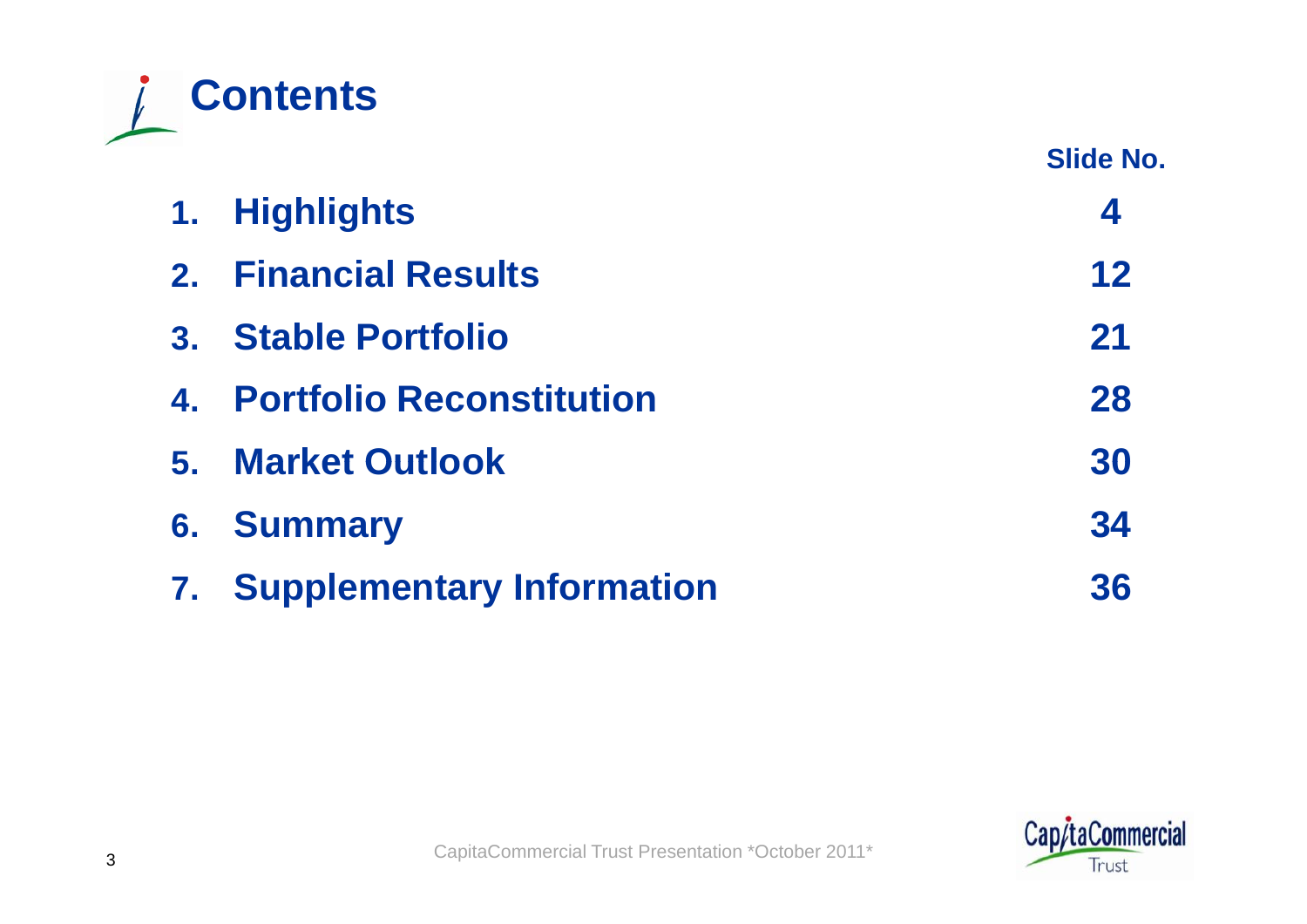# Contents

| | Slide No. |
|---|---|
| 1. Highlights | 4 |
| 2. Financial Results | 12 |
| 3. Stable Portfolio | 21 |
| 4. Portfolio Reconstitution | 28 |
| 5. Market Outlook | 30 |
| 6. Summary | 34 |
| 7. Supplementary Information | 36 |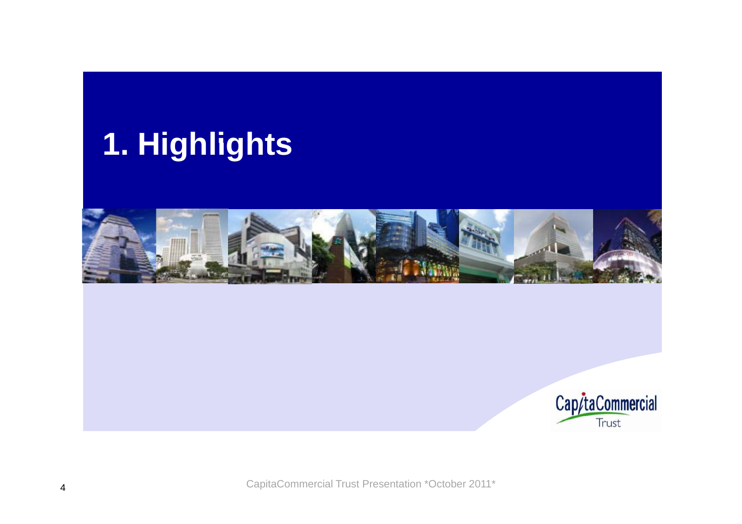# 1. Highlights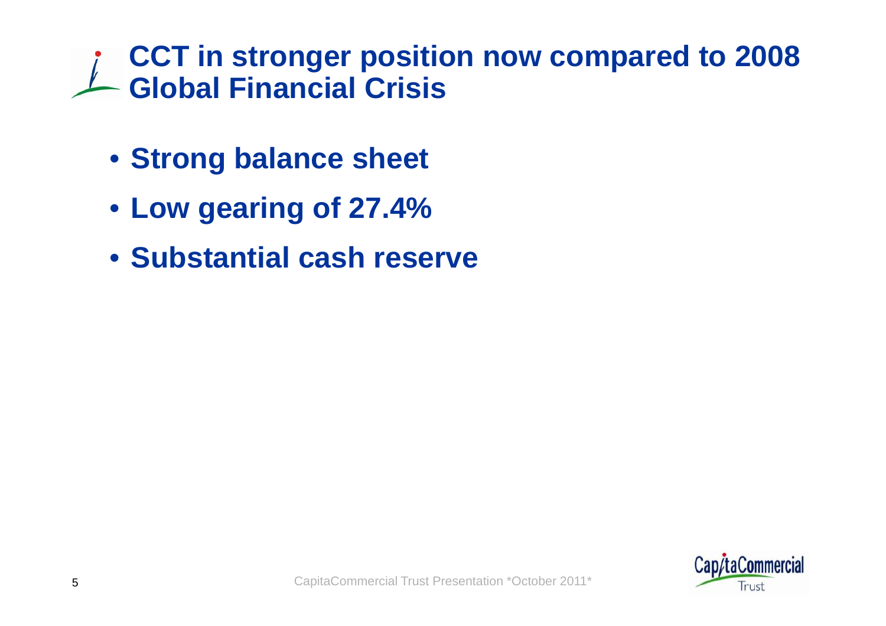# CCT in stronger position now compared to 2008 Global Financial Crisis

- **Strong balance sheet**
- **Low gearing of 27.4%**
- **Substantial cash reserve**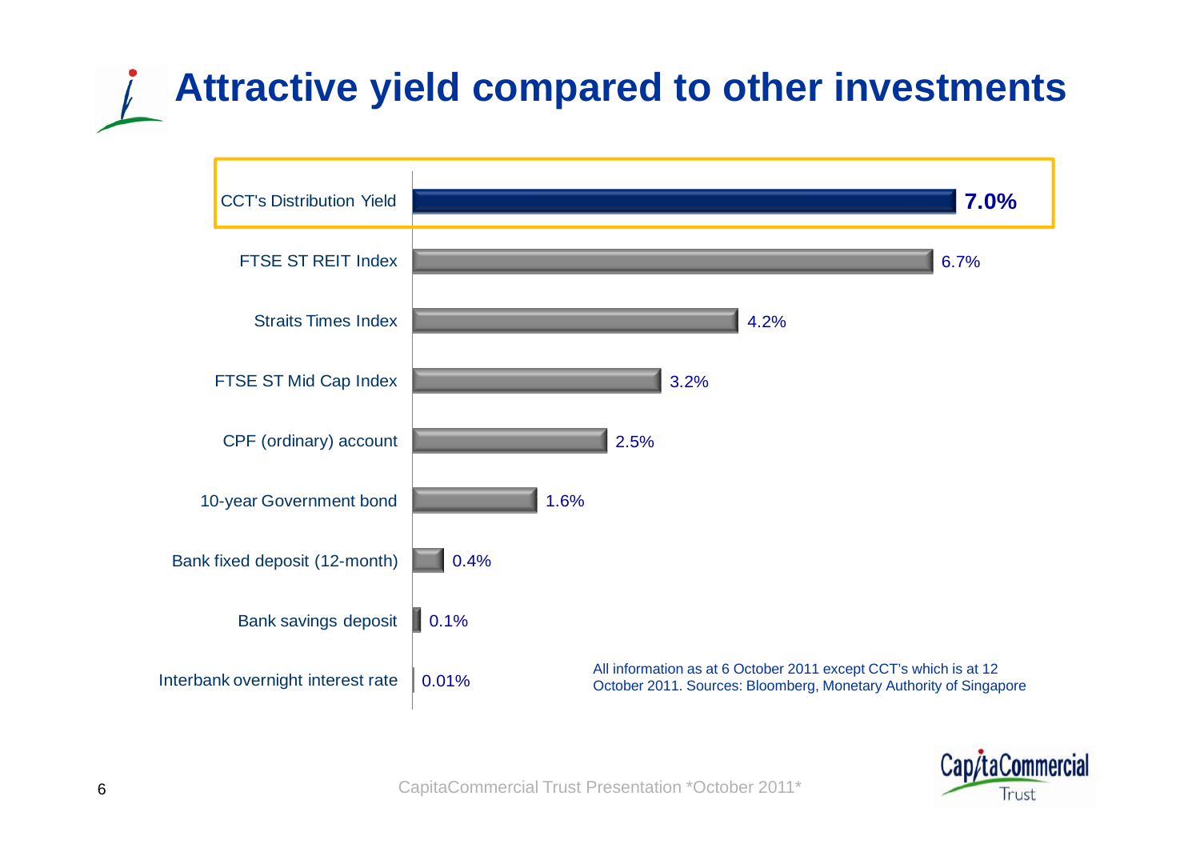# Attractive yield compared to other investments

| Investment | Yield |
| --- | --- |
| **CCT's Distribution Yield** | **7.0%** |
| FTSE ST REIT Index | 6.7% |
| Straits Times Index | 4.2% |
| FTSE ST Mid Cap Index | 3.2% |
| CPF (ordinary) account | 2.5% |
| 10-year Government bond | 1.6% |
| Bank fixed deposit (12-month) | 0.4% |
| Bank savings deposit | 0.1% |
| Interbank overnight interest rate | 0.01% |

All information as at 6 October 2011 except CCT's which is at 12 October 2011. Sources: Bloomberg, Monetary Authority of Singapore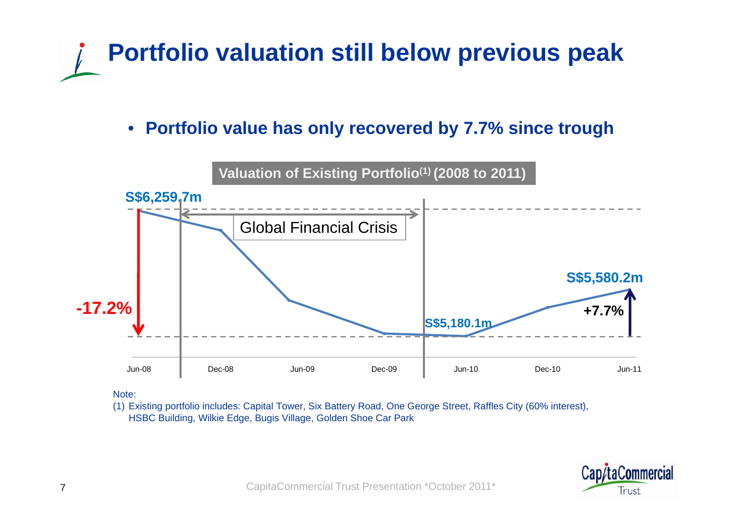# Portfolio valuation still below previous peak

- **Portfolio value has only recovered by 7.7% since trough**

**Valuation of Existing Portfolio[1] (2008 to 2011)**

S$6,259.7m

Global Financial Crisis

-17.2%

S$5,180.1m

S$5,580.2m

+7.7%

Jun-08 | Dec-08 | Jun-09 | Dec-09 | Jun-10 | Dec-10 | Jun-11

Note:

(1) Existing portfolio includes: Capital Tower, Six Battery Road, One George Street, Raffles City (60% interest), HSBC Building, Wilkie Edge, Bugis Village, Golden Shoe Car Park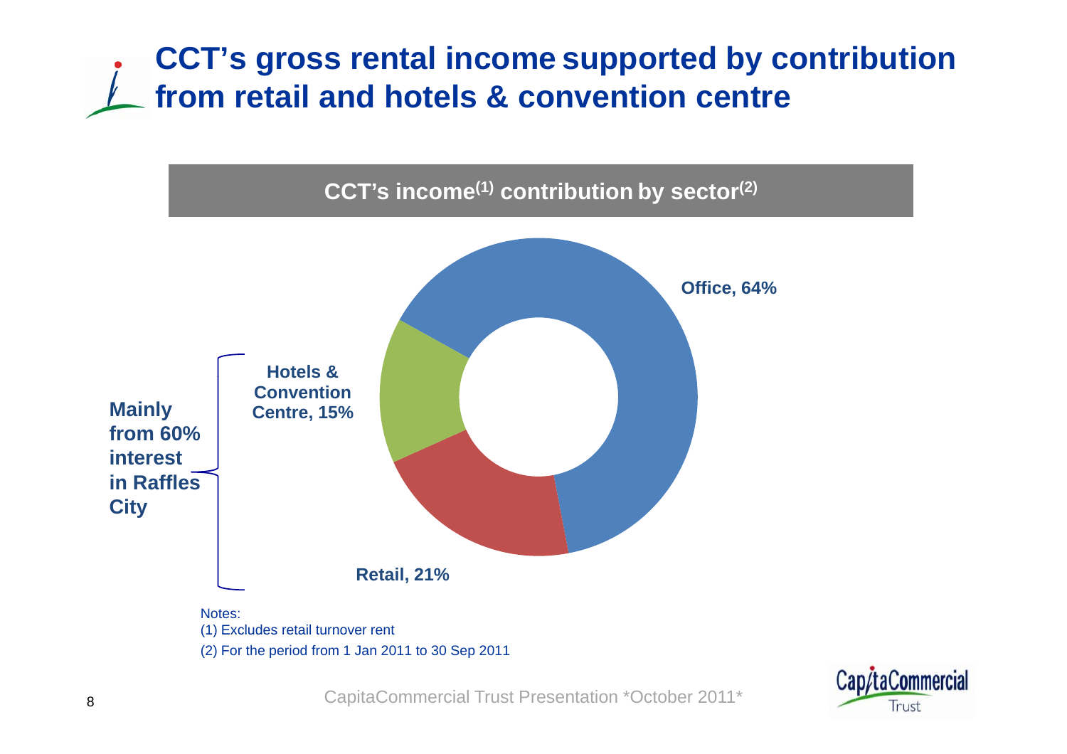# CCT's gross rental income supported by contribution from retail and hotels & convention centre

**CCT's income[(1)] contribution by sector[(2)]**

- Office, 64%
- Retail, 21%
- Hotels & Convention Centre, 15%

Mainly from 60% interest in Raffles City

Notes:
(1) Excludes retail turnover rent
(2) For the period from 1 Jan 2011 to 30 Sep 2011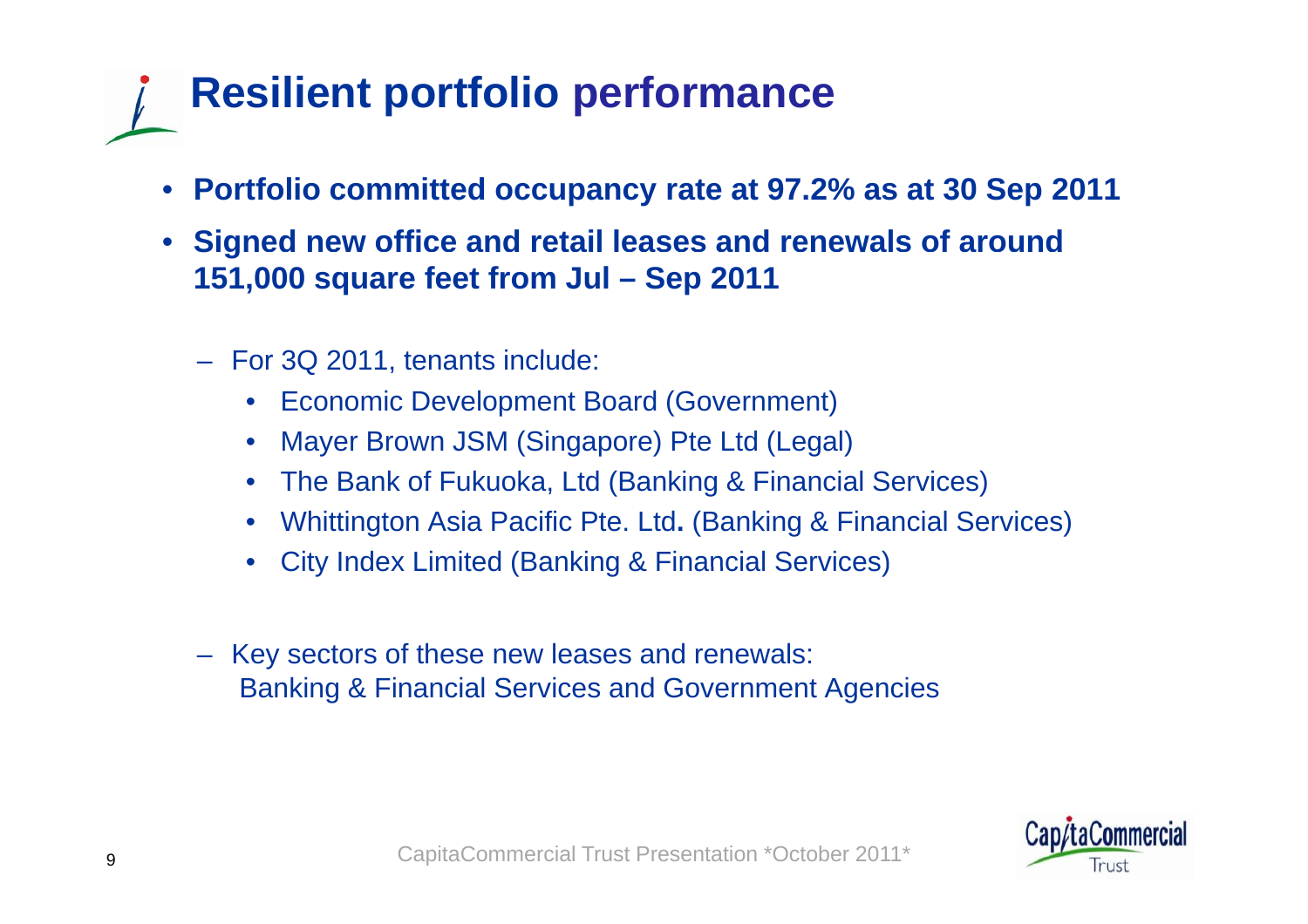# Resilient portfolio performance

- **Portfolio committed occupancy rate at 97.2% as at 30 Sep 2011**
- **Signed new office and retail leases and renewals of around 151,000 square feet from Jul – Sep 2011**
  - For 3Q 2011, tenants include:
    - Economic Development Board (Government)
    - Mayer Brown JSM (Singapore) Pte Ltd (Legal)
    - The Bank of Fukuoka, Ltd (Banking & Financial Services)
    - Whittington Asia Pacific Pte. Ltd**.** (Banking & Financial Services)
    - City Index Limited (Banking & Financial Services)
  - Key sectors of these new leases and renewals: Banking & Financial Services and Government Agencies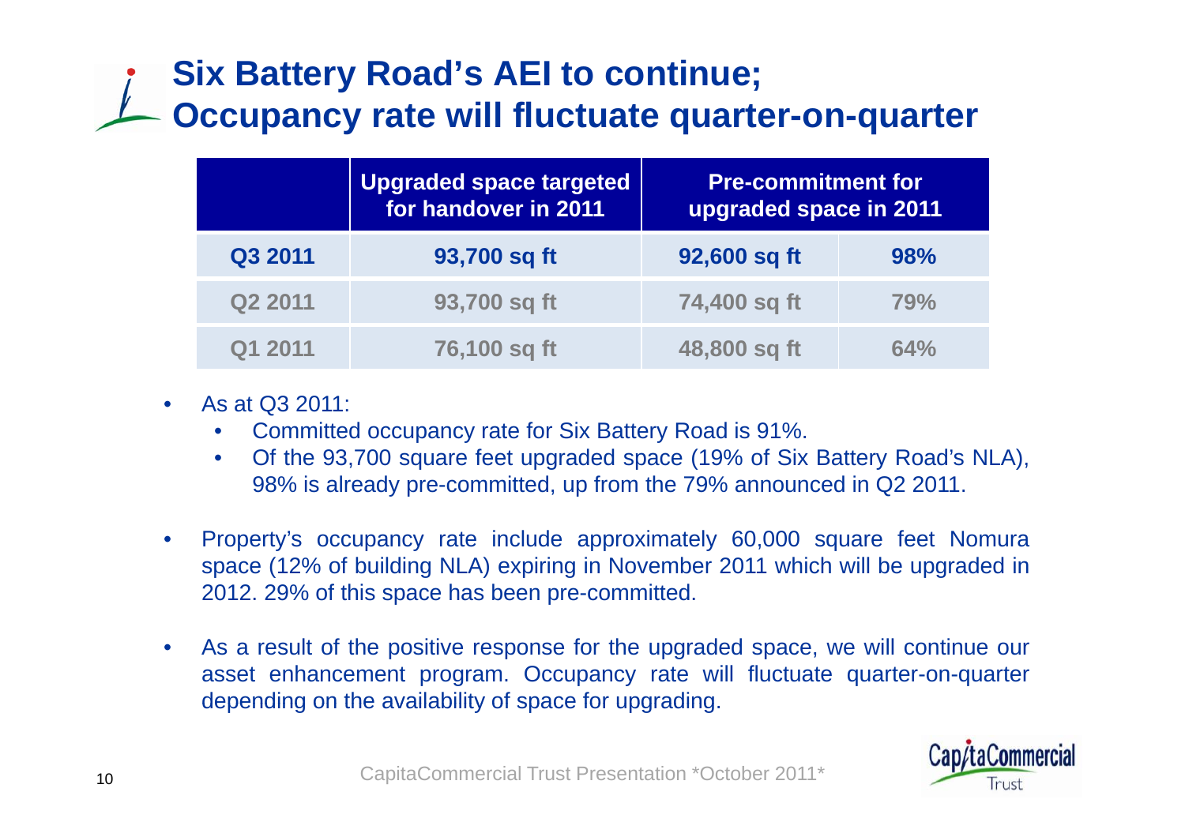# Six Battery Road's AEI to continue; Occupancy rate will fluctuate quarter-on-quarter

| | Upgraded space targeted for handover in 2011 | Pre-commitment for upgraded space in 2011 | |
|---|---|---|---|
| Q3 2011 | 93,700 sq ft | 92,600 sq ft | 98% |
| Q2 2011 | 93,700 sq ft | 74,400 sq ft | 79% |
| Q1 2011 | 76,100 sq ft | 48,800 sq ft | 64% |

- As at Q3 2011:
  - Committed occupancy rate for Six Battery Road is 91%.
  - Of the 93,700 square feet upgraded space (19% of Six Battery Road's NLA), 98% is already pre-committed, up from the 79% announced in Q2 2011.
- Property's occupancy rate include approximately 60,000 square feet Nomura space (12% of building NLA) expiring in November 2011 which will be upgraded in 2012. 29% of this space has been pre-committed.
- As a result of the positive response for the upgraded space, we will continue our asset enhancement program. Occupancy rate will fluctuate quarter-on-quarter depending on the availability of space for upgrading.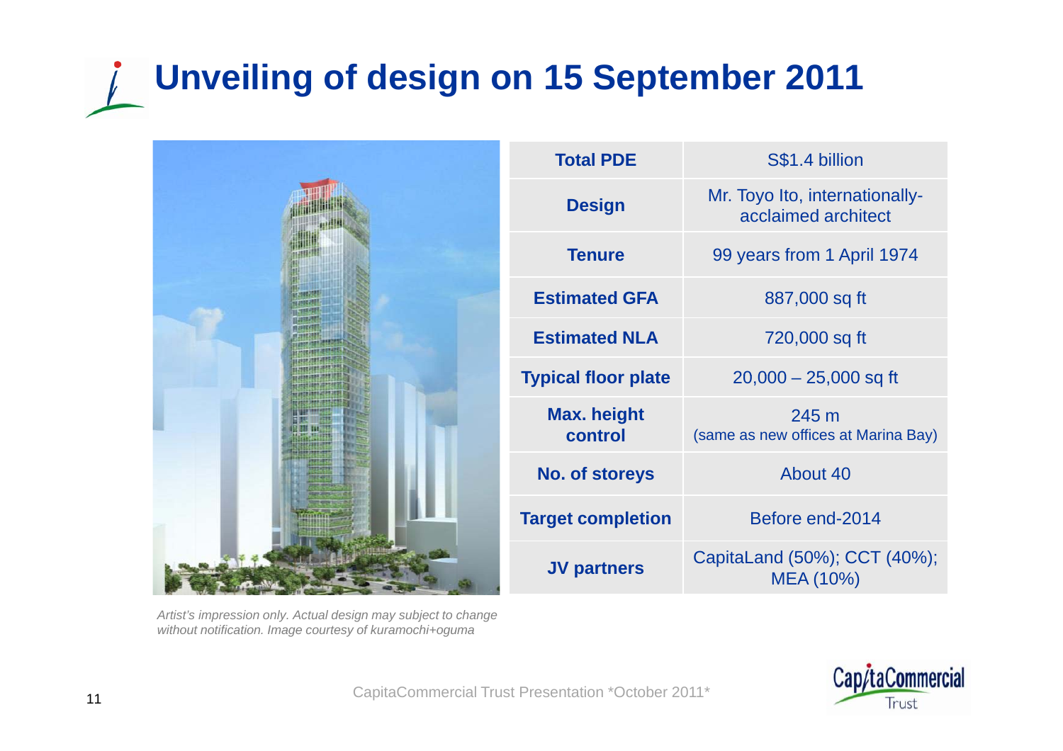# Unveiling of design on 15 September 2011

| Total PDE | S$1.4 billion |
| --- | --- |
| Design | Mr. Toyo Ito, internationally-acclaimed architect |
| Tenure | 99 years from 1 April 1974 |
| Estimated GFA | 887,000 sq ft |
| Estimated NLA | 720,000 sq ft |
| Typical floor plate | 20,000 – 25,000 sq ft |
| Max. height control | 245 m (same as new offices at Marina Bay) |
| No. of storeys | About 40 |
| Target completion | Before end-2014 |
| JV partners | CapitaLand (50%); CCT (40%); MEA (10%) |

*Artist's impression only. Actual design may subject to change without notification. Image courtesy of kuramochi+oguma*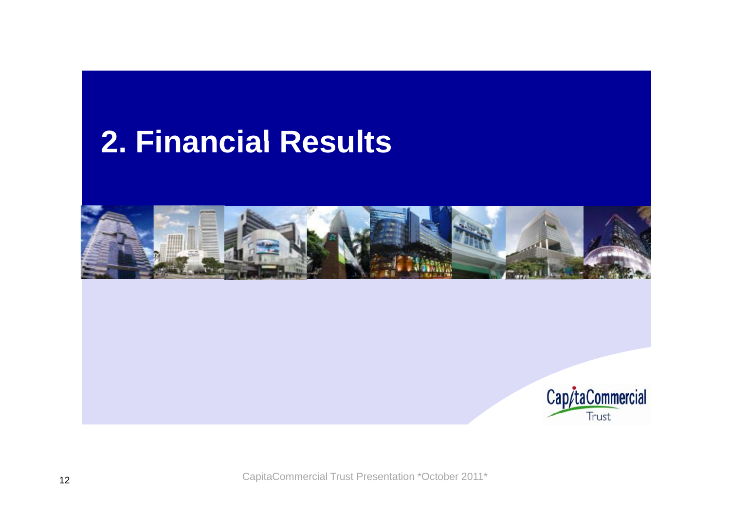# 2. Financial Results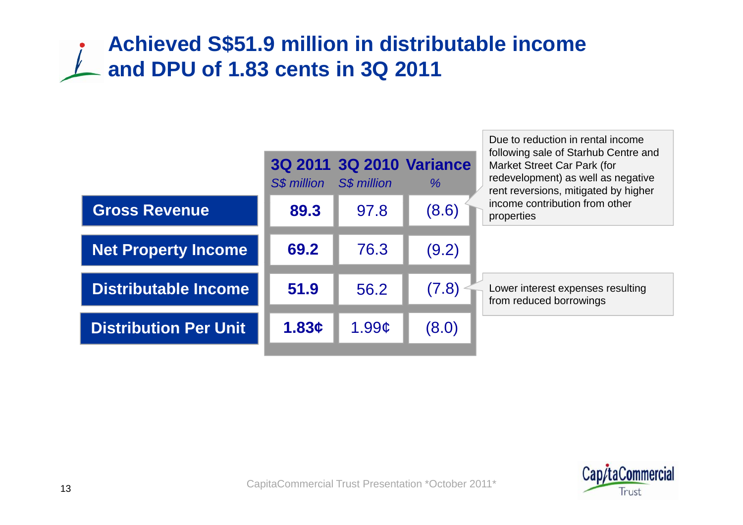# Achieved S$51.9 million in distributable income and DPU of 1.83 cents in 3Q 2011

| | 3Q 2011 *S$ million* | 3Q 2010 *S$ million* | Variance *%* |
|---|---|---|---|
| **Gross Revenue** | **89.3** | 97.8 | (8.6) |
| **Net Property Income** | **69.2** | 76.3 | (9.2) |
| **Distributable Income** | **51.9** | 56.2 | (7.8) |
| **Distribution Per Unit** | **1.83¢** | 1.99¢ | (8.0) |

Gross Revenue: Due to reduction in rental income following sale of Starhub Centre and Market Street Car Park (for redevelopment) as well as negative rent reversions, mitigated by higher income contribution from other properties

Distributable Income: Lower interest expenses resulting from reduced borrowings

CapitaCommercial Trust Presentation *October 2011*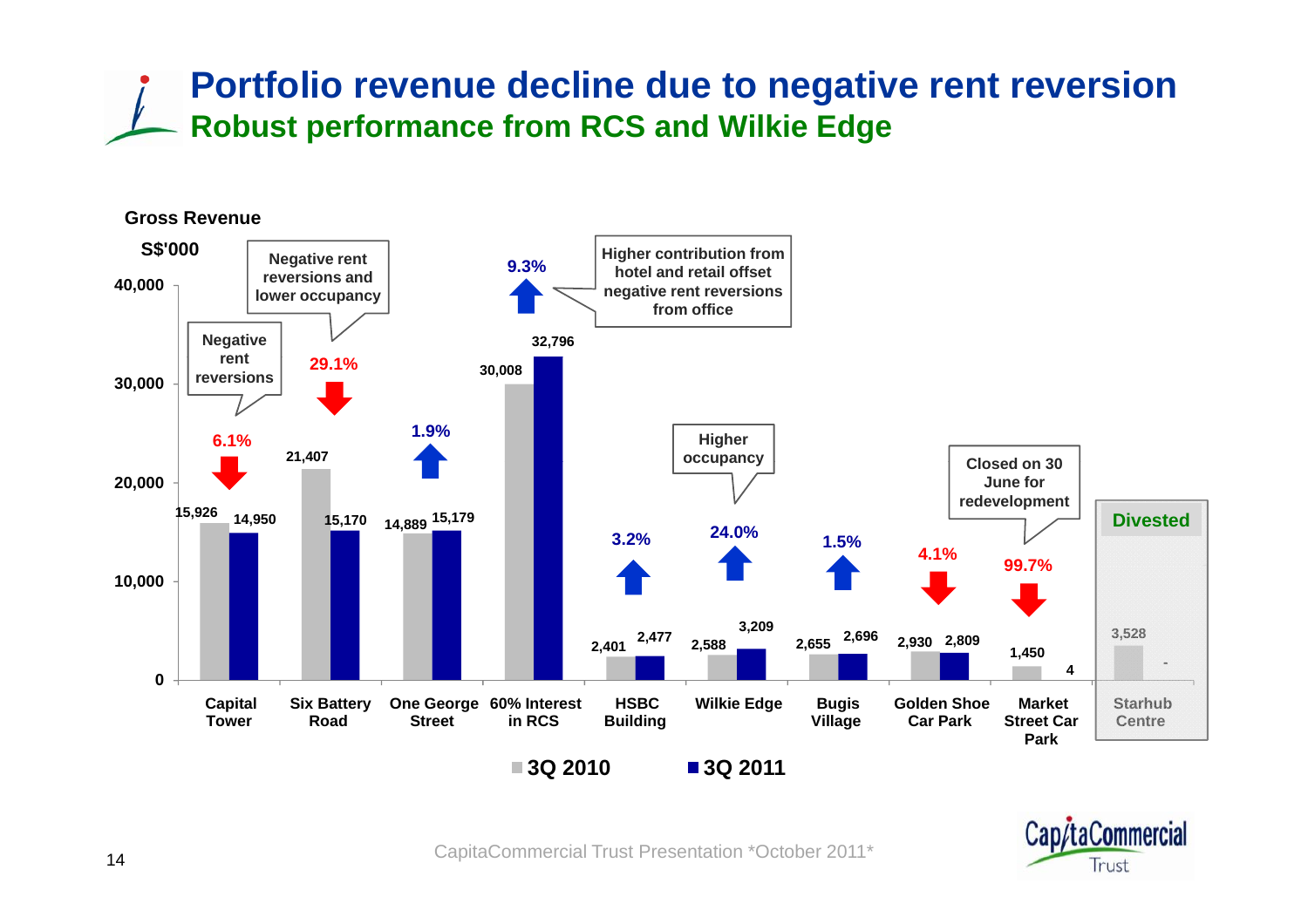# Portfolio revenue decline due to negative rent reversion

## Robust performance from RCS and Wilkie Edge

**Gross Revenue**

S$'000

| Property | 3Q 2010 | 3Q 2011 | Change | Remarks |
|---|---|---|---|---|
| Capital Tower | 15,926 | 14,950 | 6.1% (decrease) | Negative rent reversions |
| Six Battery Road | 21,407 | 15,170 | 29.1% (decrease) | Negative rent reversions and lower occupancy |
| One George Street | 14,889 | 15,179 | 1.9% (increase) | |
| 60% Interest in RCS | 30,008 | 32,796 | 9.3% (increase) | Higher contribution from hotel and retail offset negative rent reversions from office |
| HSBC Building | 2,401 | 2,477 | 3.2% (increase) | |
| Wilkie Edge | 2,588 | 3,209 | 24.0% (increase) | Higher occupancy |
| Bugis Village | 2,655 | 2,696 | 1.5% (increase) | |
| Golden Shoe Car Park | 2,930 | 2,809 | 4.1% (decrease) | |
| Market Street Car Park | 1,450 | 4 | 99.7% (decrease) | Closed on 30 June for redevelopment |
| Starhub Centre | 3,528 | - | | Divested |

CapitaCommercial Trust Presentation *October 2011*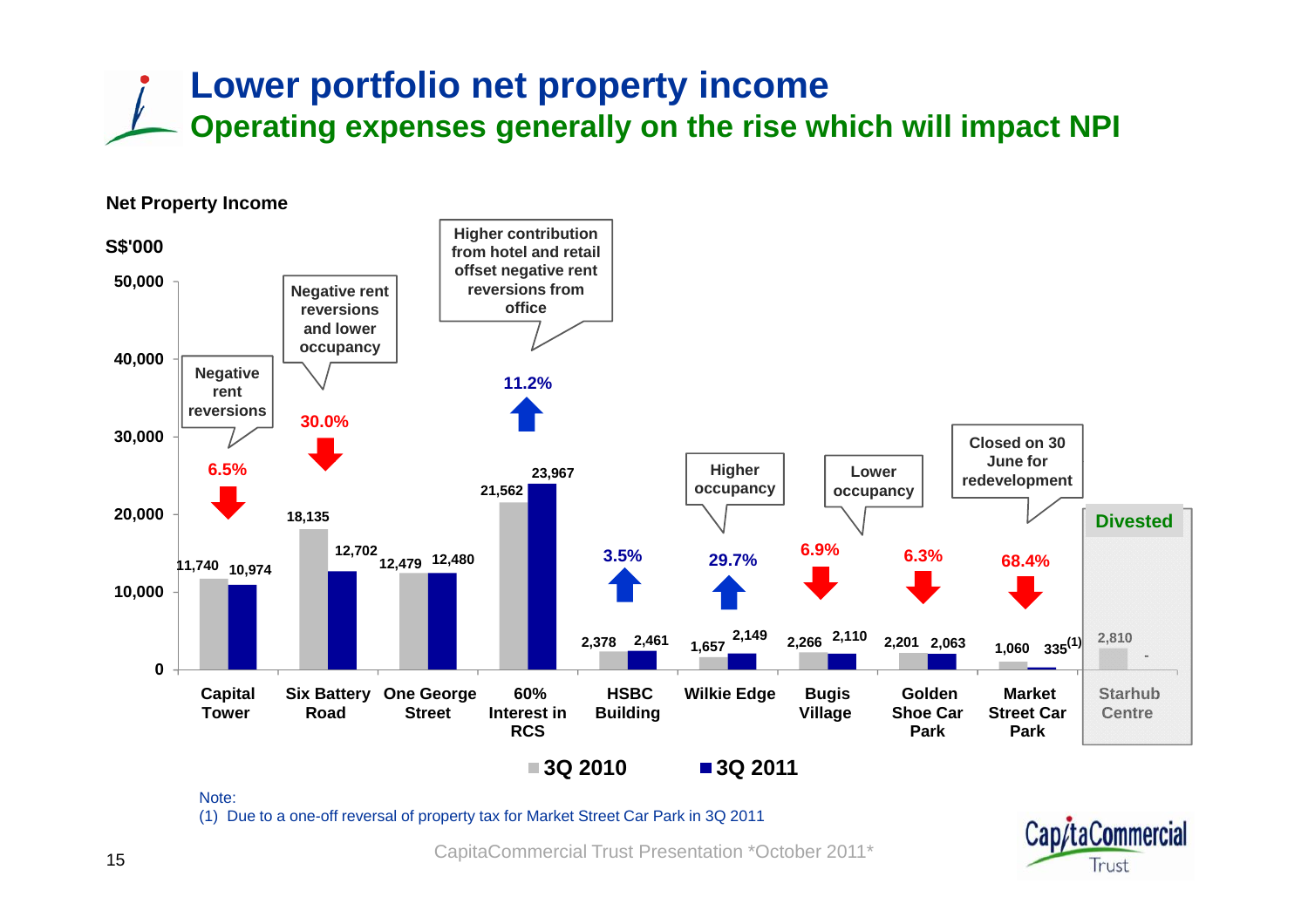# Lower portfolio net property income

## Operating expenses generally on the rise which will impact NPI

**Net Property Income**

S$'000

| Property | 3Q 2010 | 3Q 2011 | Change | Comment |
|---|---|---|---|---|
| Capital Tower | 11,740 | 10,974 | 6.5% (down) | Negative rent reversions |
| Six Battery Road | 18,135 | 12,702 | 30.0% (down) | Negative rent reversions and lower occupancy |
| One George Street | 12,479 | 12,480 | | |
| 60% Interest in RCS | 21,562 | 23,967 | 11.2% (up) | Higher contribution from hotel and retail offset negative rent reversions from office |
| HSBC Building | 2,378 | 2,461 | 3.5% (up) | |
| Wilkie Edge | 1,657 | 2,149 | 29.7% (up) | Higher occupancy |
| Bugis Village | 2,266 | 2,110 | 6.9% (down) | Lower occupancy |
| Golden Shoe Car Park | 2,201 | 2,063 | 6.3% (down) | |
| Market Street Car Park | 1,060 | 335[1] | 68.4% (down) | Closed on 30 June for redevelopment |
| Starhub Centre | 2,810 | - | | Divested |

Note:

(1) Due to a one-off reversal of property tax for Market Street Car Park in 3Q 2011

CapitaCommercial Trust Presentation *October 2011*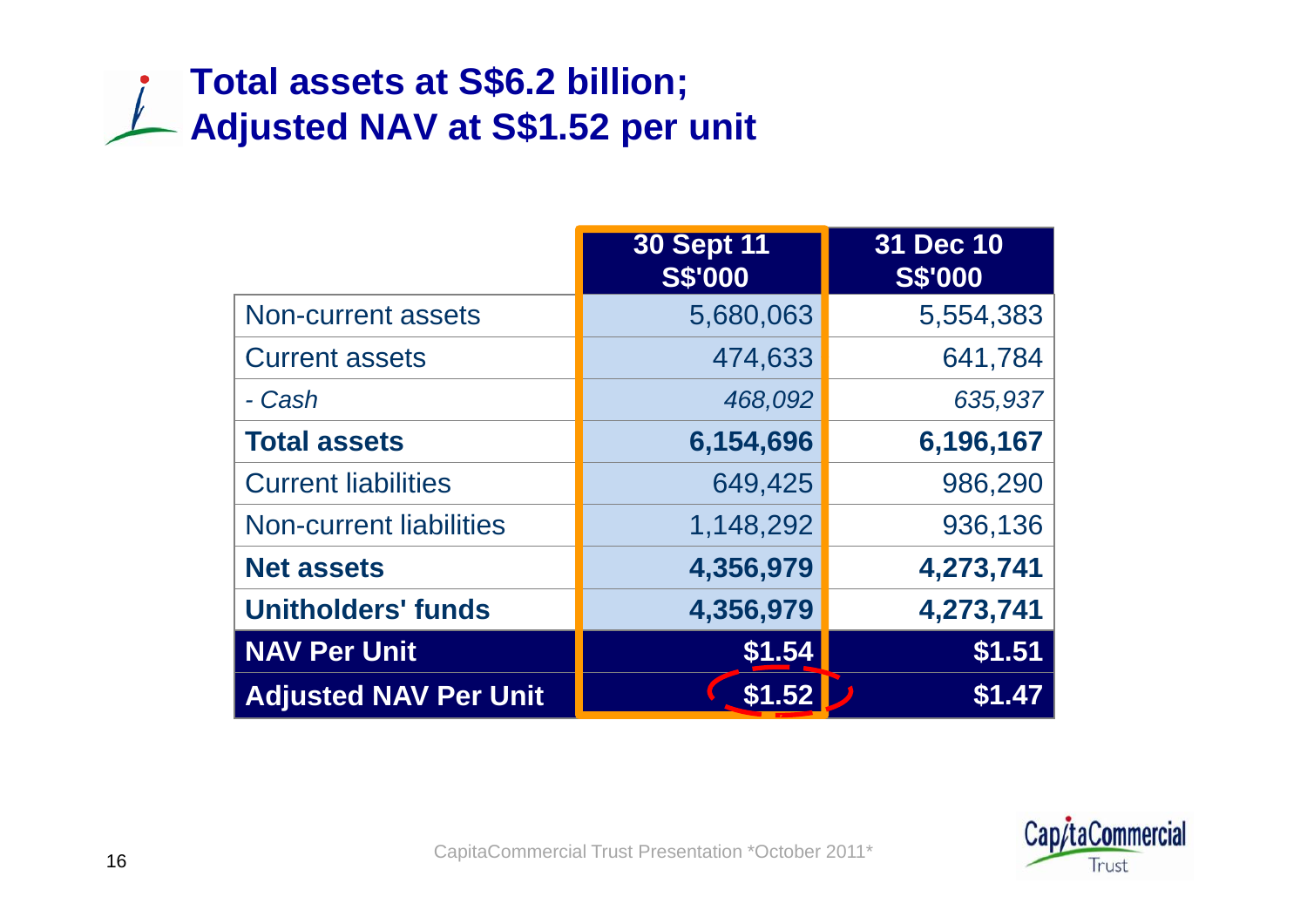# Total assets at S$6.2 billion; Adjusted NAV at S$1.52 per unit

| | 30 Sept 11 S$'000 | 31 Dec 10 S$'000 |
|---|---|---|
| Non-current assets | 5,680,063 | 5,554,383 |
| Current assets | 474,633 | 641,784 |
| *- Cash* | *468,092* | *635,937* |
| **Total assets** | **6,154,696** | **6,196,167** |
| Current liabilities | 649,425 | 986,290 |
| Non-current liabilities | 1,148,292 | 936,136 |
| **Net assets** | **4,356,979** | **4,273,741** |
| **Unitholders' funds** | **4,356,979** | **4,273,741** |
| **NAV Per Unit** | **$1.54** | **$1.51** |
| **Adjusted NAV Per Unit** | **$1.52** | **$1.47** |

CapitaCommercial Trust Presentation *October 2011*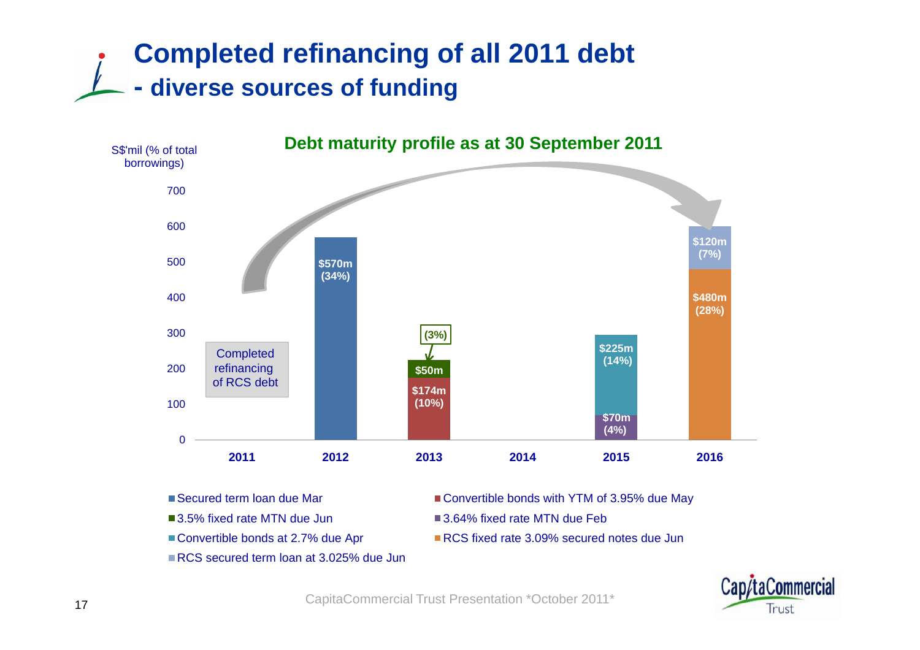# Completed refinancing of all 2011 debt
## - diverse sources of funding

**Debt maturity profile as as at 30 September 2011**

S$'mil (% of total borrowings)

| Year | Instrument | Amount (% of total borrowings) |
|---|---|---|
| 2011 | Completed refinancing of RCS debt | – |
| 2012 | Secured term loan due Mar | $570m (34%) |
| 2013 | Convertible bonds with YTM of 3.95% due May | $174m (10%) |
| 2013 | 3.5% fixed rate MTN due Jun | $50m (3%) |
| 2014 | – | – |
| 2015 | 3.64% fixed rate MTN due Feb | $70m (4%) |
| 2015 | Convertible bonds at 2.7% due Apr | $225m (14%) |
| 2016 | RCS fixed rate 3.09% secured notes due Jun | $480m (28%) |
| 2016 | RCS secured term loan at 3.025% due Jun | $120m (7%) |

- Secured term loan due Mar
- Convertible bonds with YTM of 3.95% due May
- 3.5% fixed rate MTN due Jun
- 3.64% fixed rate MTN due Feb
- Convertible bonds at 2.7% due Apr
- RCS fixed rate 3.09% secured notes due Jun
- RCS secured term loan at 3.025% due Jun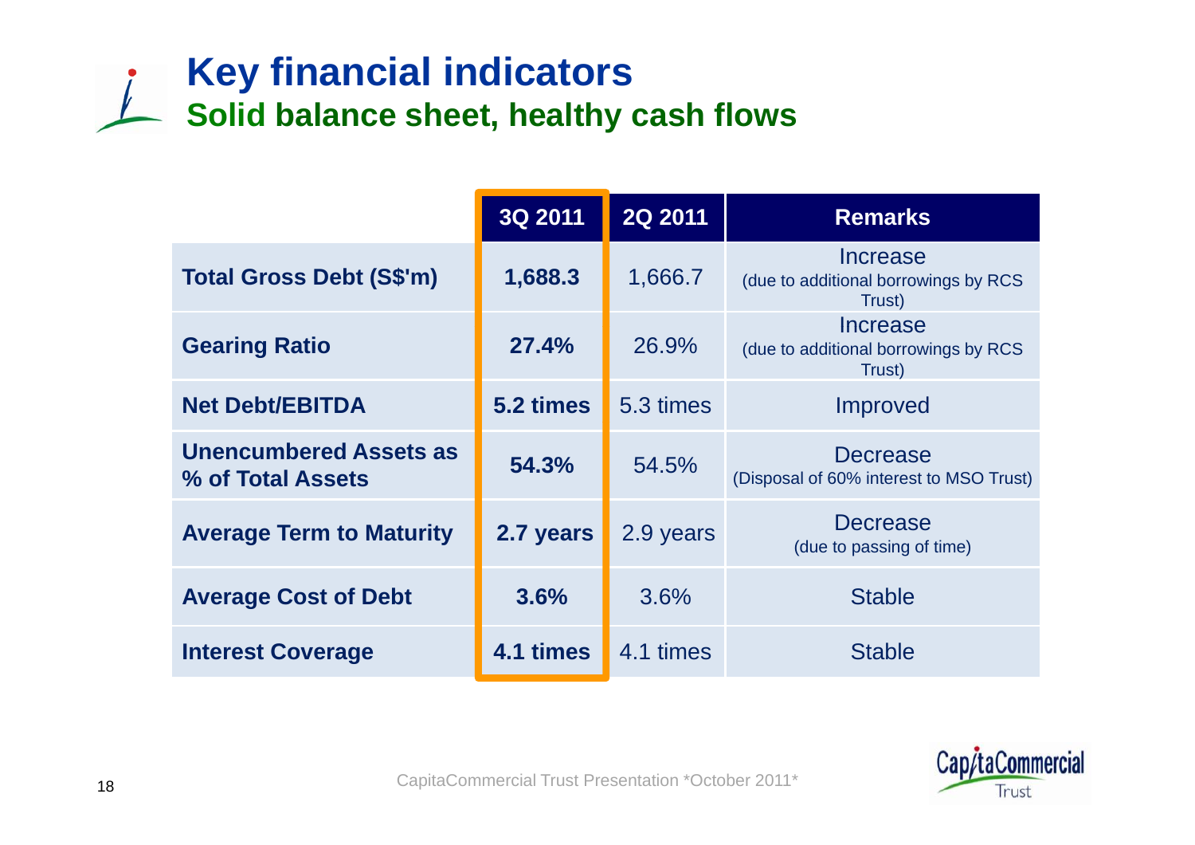# Key financial indicators

## Solid balance sheet, healthy cash flows

| | 3Q 2011 | 2Q 2011 | Remarks |
|---|---|---|---|
| **Total Gross Debt (S$'m)** | **1,688.3** | 1,666.7 | Increase (due to additional borrowings by RCS Trust) |
| **Gearing Ratio** | **27.4%** | 26.9% | Increase (due to additional borrowings by RCS Trust) |
| **Net Debt/EBITDA** | **5.2 times** | 5.3 times | Improved |
| **Unencumbered Assets as % of Total Assets** | **54.3%** | 54.5% | Decrease (Disposal of 60% interest to MSO Trust) |
| **Average Term to Maturity** | **2.7 years** | 2.9 years | Decrease (due to passing of time) |
| **Average Cost of Debt** | **3.6%** | 3.6% | Stable |
| **Interest Coverage** | **4.1 times** | 4.1 times | Stable |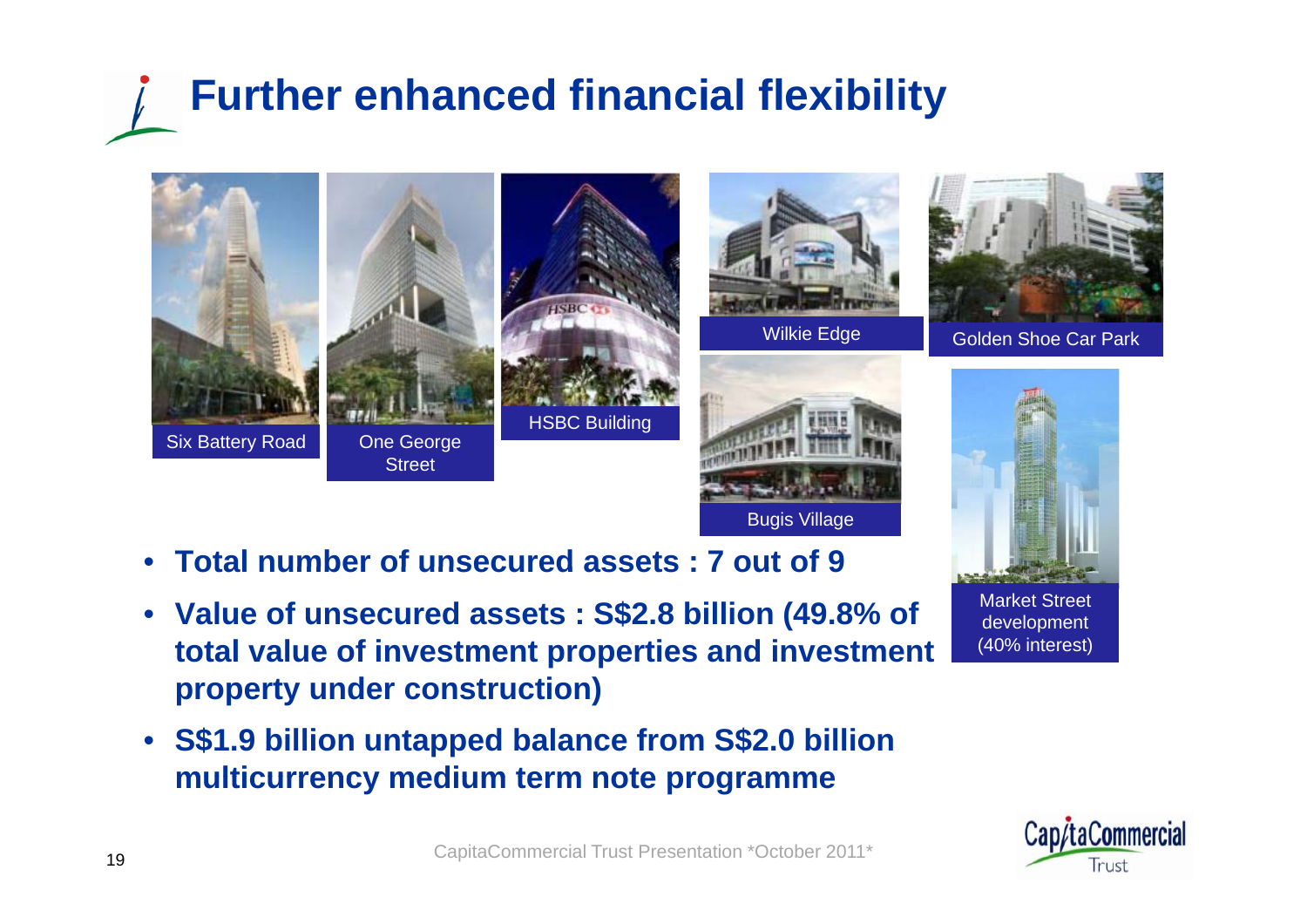# Further enhanced financial flexibility

Six Battery Road

One George Street

HSBC Building

Wilkie Edge

Golden Shoe Car Park

Bugis Village

Market Street development (40% interest)

- **Total number of unsecured assets : 7 out of 9**
- **Value of unsecured assets : S$2.8 billion (49.8% of total value of investment properties and investment property under construction)**
- **S$1.9 billion untapped balance from S$2.0 billion multicurrency medium term note programme**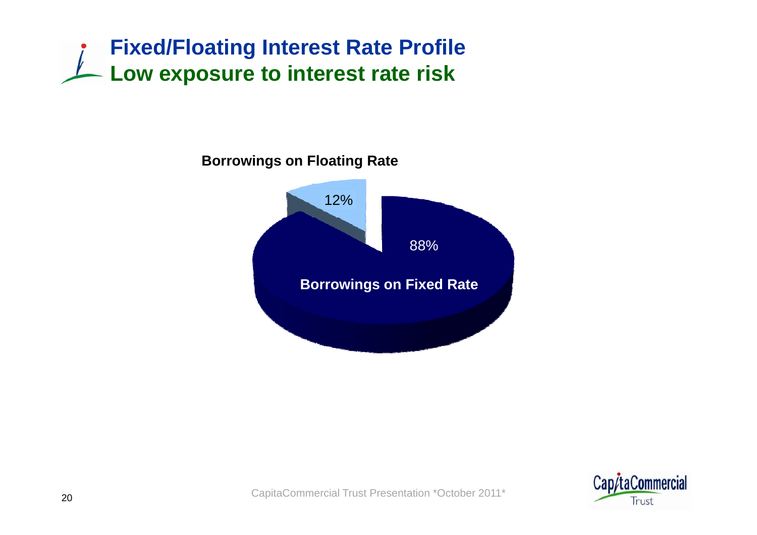# Fixed/Floating Interest Rate Profile
## Low exposure to interest rate risk

**Borrowings on Floating Rate**

12%

88%

**Borrowings on Fixed Rate**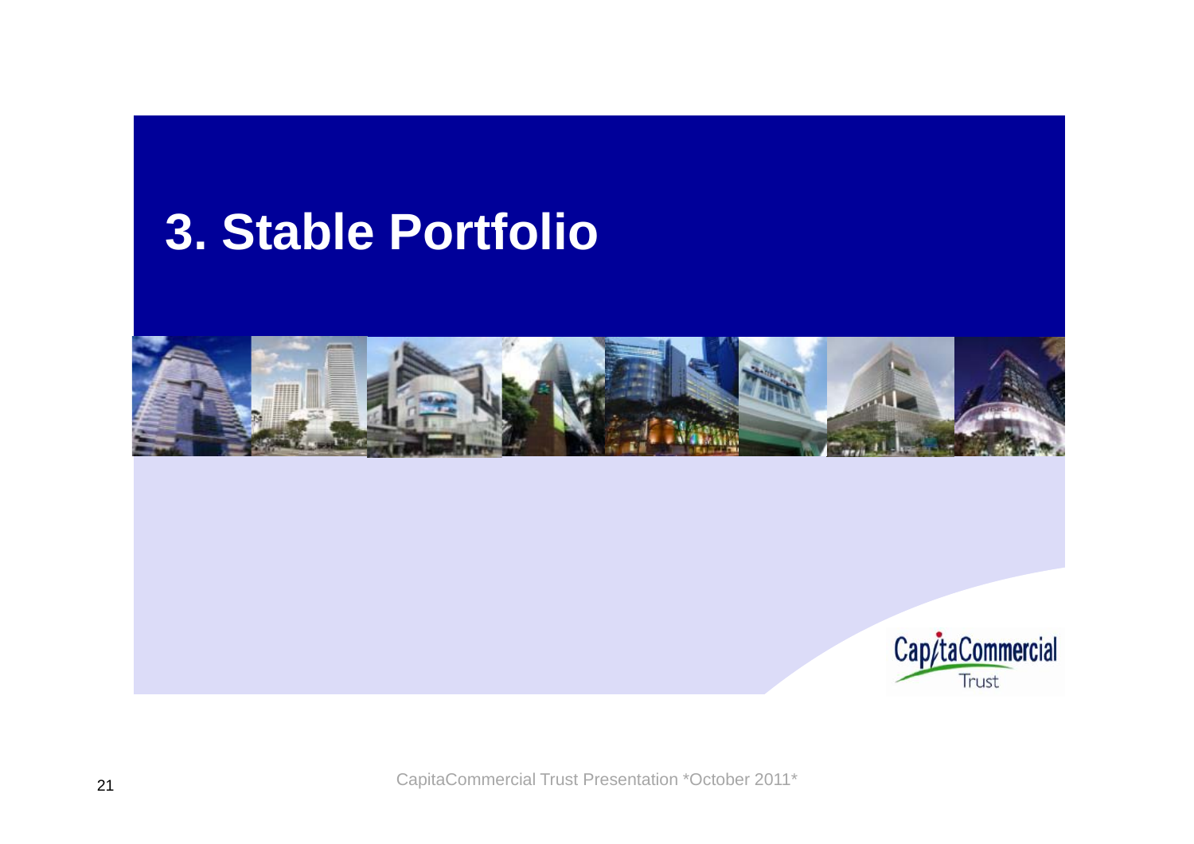# 3. Stable Portfolio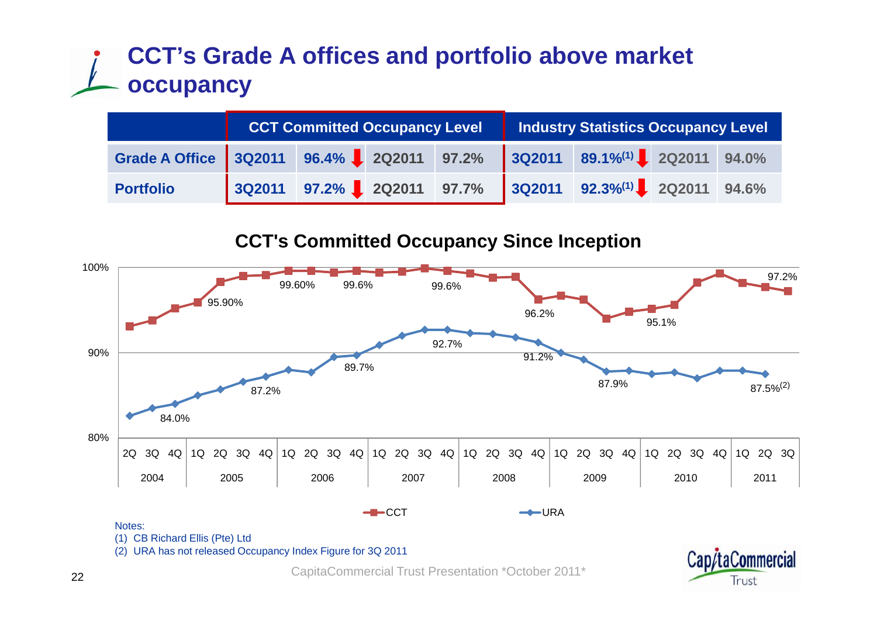# CCT's Grade A offices and portfolio above market occupancy

| | CCT Committed Occupancy Level | | | | Industry Statistics Occupancy Level | | | |
|---|---|---|---|---|---|---|---|---|
| **Grade A Office** | 3Q2011 | 96.4% ↓ | 2Q2011 | 97.2% | 3Q2011 | 89.1%[1] ↓ | 2Q2011 | 94.0% |
| **Portfolio** | 3Q2011 | 97.2% ↓ | 2Q2011 | 97.7% | 3Q2011 | 92.3%[1] ↓ | 2Q2011 | 94.6% |

## CCT's Committed Occupancy Since Inception

Notes:

(1) CB Richard Ellis (Pte) Ltd

(2) URA has not released Occupancy Index Figure for 3Q 2011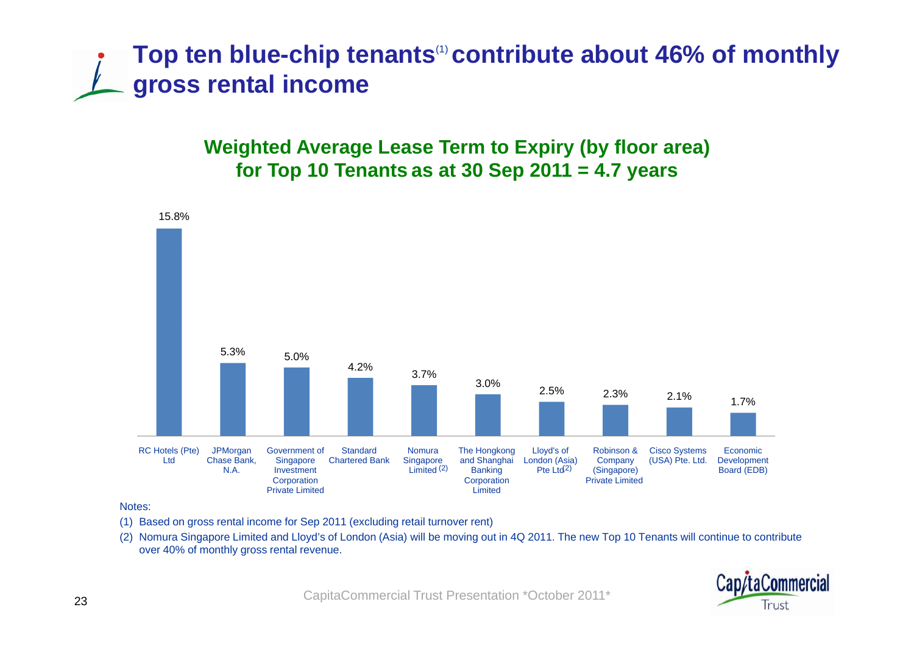# Top ten blue-chip tenants[1] contribute about 46% of monthly gross rental income

**Weighted Average Lease Term to Expiry (by floor area) for Top 10 Tenants as at 30 Sep 2011 = 4.7 years**

| Tenant | % of monthly gross rental income |
|---|---|
| RC Hotels (Pte) Ltd | 15.8% |
| JPMorgan Chase Bank, N.A. | 5.3% |
| Government of Singapore Investment Corporation Private Limited | 5.0% |
| Standard Chartered Bank | 4.2% |
| Nomura Singapore Limited [2] | 3.7% |
| The Hongkong and Shanghai Banking Corporation Limited | 3.0% |
| Lloyd's of London (Asia) Pte Ltd [2] | 2.5% |
| Robinson & Company (Singapore) Private Limited | 2.3% |
| Cisco Systems (USA) Pte. Ltd. | 2.1% |
| Economic Development Board (EDB) | 1.7% |

Notes:

(1) Based on gross rental income for Sep 2011 (excluding retail turnover rent)

(2) Nomura Singapore Limited and Lloyd's of London (Asia) will be moving out in 4Q 2011. The new Top 10 Tenants will continue to contribute over 40% of monthly gross rental revenue.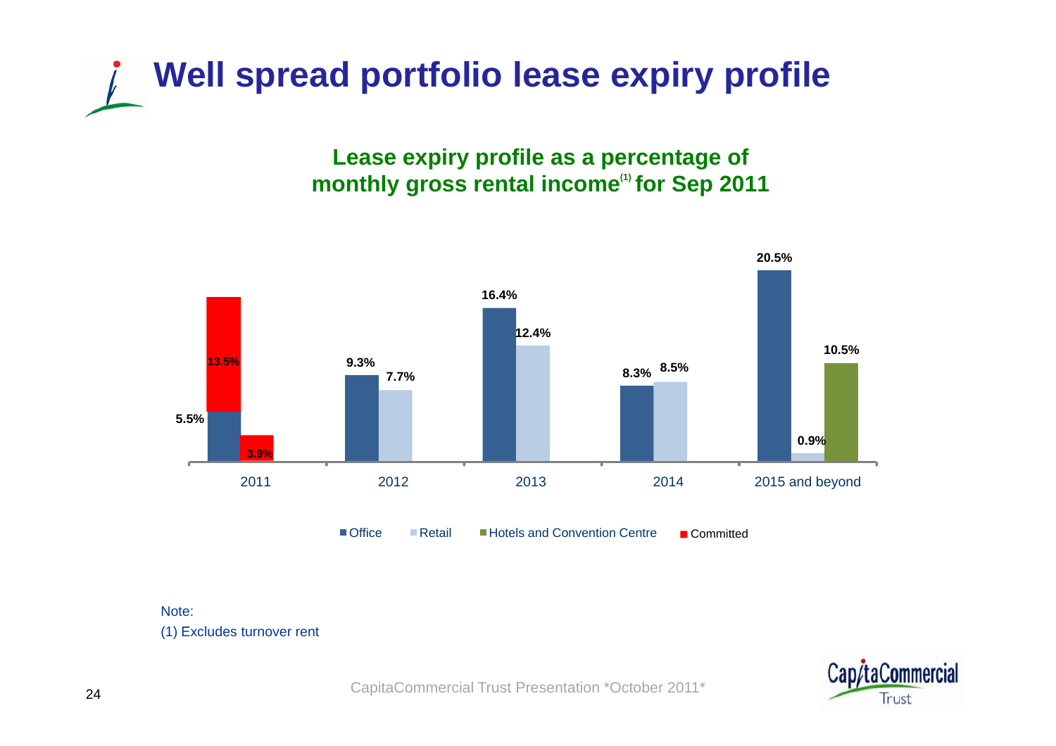# Well spread portfolio lease expiry profile

**Lease expiry profile as a percentage of monthly gross rental income[(1)] for Sep 2011**

| | Office | Retail | Hotels and Convention Centre | Committed |
|---|---|---|---|---|
| 2011 | 5.5% | | | 13.5% (Office), 3.9% (Retail) |
| 2012 | 9.3% | 7.7% | | |
| 2013 | 16.4% | 12.4% | | |
| 2014 | 8.3% | 8.5% | | |
| 2015 and beyond | 20.5% | 0.9% | 10.5% | |

Note:
(1) Excludes turnover rent

CapitaCommercial Trust Presentation *October 2011*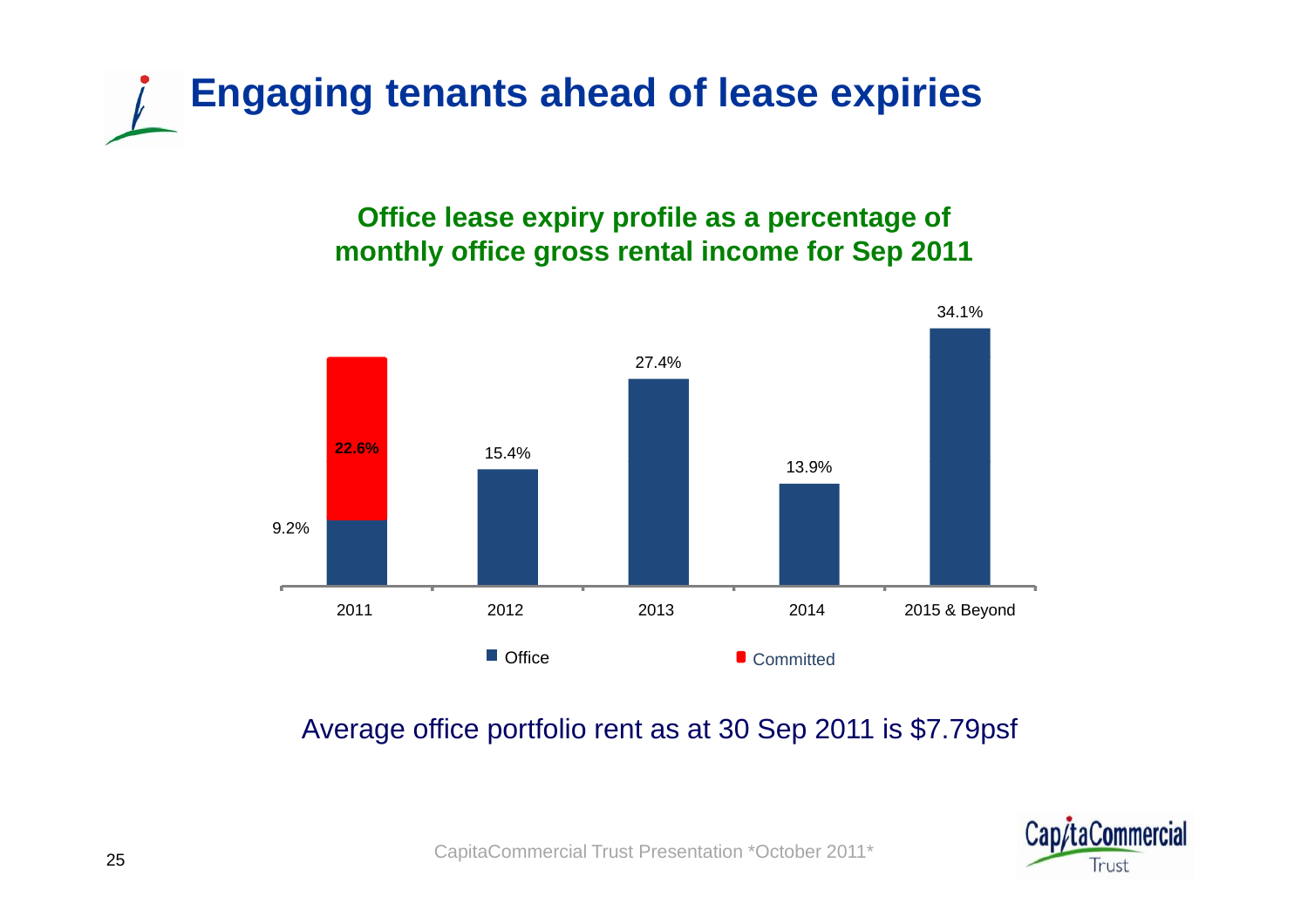# Engaging tenants ahead of lease expiries

**Office lease expiry profile as a percentage of monthly office gross rental income for Sep 2011**

| Year | Office | Committed |
|---|---|---|
| 2011 | 9.2% | 22.6% |
| 2012 | 15.4% | |
| 2013 | 27.4% | |
| 2014 | 13.9% | |
| 2015 & Beyond | 34.1% | |

Average office portfolio rent as at 30 Sep 2011 is $7.79psf

CapitaCommercial Trust Presentation *October 2011*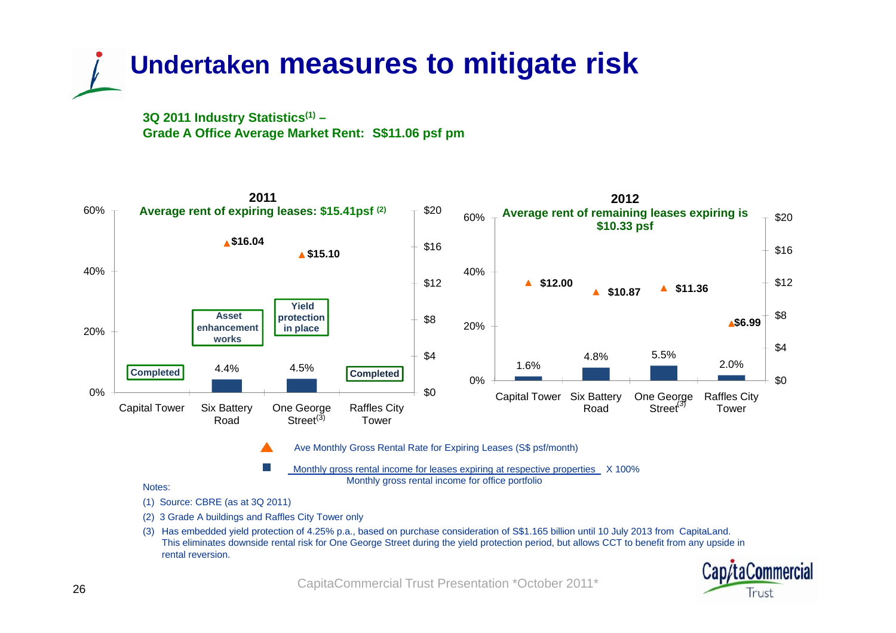# Undertaken measures to mitigate risk

**3Q 2011 Industry Statistics[1] –**
**Grade A Office Average Market Rent: S$11.06 psf pm**

**2011**
**Average rent of expiring leases: $15.41psf [2]**

| | Capital Tower | Six Battery Road | One George Street[3] | Raffles City Tower |
|---|---|---|---|---|
| Status | Completed | Asset enhancement works | Yield protection in place | Completed |
| % of monthly gross rental income expiring | | 4.4% | 4.5% | |
| Ave Monthly Gross Rental Rate for Expiring Leases (S$ psf/month) | | $16.04 | $15.10 | |

**2012**
**Average rent of remaining leases expiring is $10.33 psf**

| | Capital Tower | Six Battery Road | One George Street[3] | Raffles City Tower |
|---|---|---|---|---|
| % of monthly gross rental income expiring | 1.6% | 4.8% | 5.5% | 2.0% |
| Ave Monthly Gross Rental Rate for Expiring Leases (S$ psf/month) | $12.00 | $10.87 | $11.36 | $6.99 |

▲ Ave Monthly Gross Rental Rate for Expiring Leases (S$ psf/month)

■ Monthly gross rental income for leases expiring at respective properties / Monthly gross rental income for office portfolio X 100%

Notes:

(1) Source: CBRE (as at 3Q 2011)

(2) 3 Grade A buildings and Raffles City Tower only

(3) Has embedded yield protection of 4.25% p.a., based on purchase consideration of S$1.165 billion until 10 July 2013 from CapitaLand. This eliminates downside rental risk for One George Street during the yield protection period, but allows CCT to benefit from any upside in rental reversion.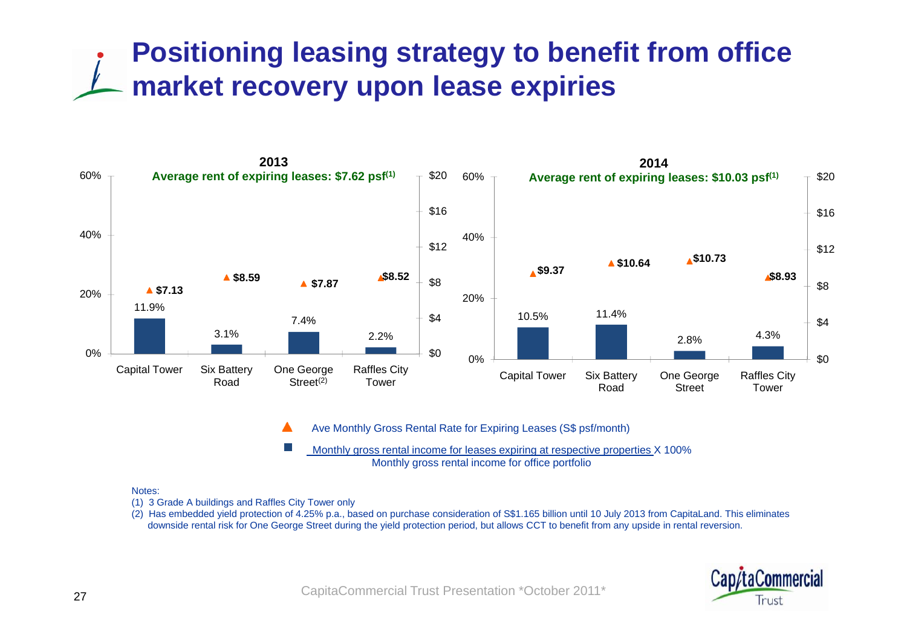# Positioning leasing strategy to benefit from office market recovery upon lease expiries

**2013**

**Average rent of expiring leases: $7.62 psf[1]**

| Property | % of monthly gross rental income | Ave Monthly Gross Rental Rate for Expiring Leases (S$ psf/month) |
|---|---|---|
| Capital Tower | 11.9% | $7.13 |
| Six Battery Road | 3.1% | $8.59 |
| One George Street[2] | 7.4% | $7.87 |
| Raffles City Tower | 2.2% | $8.52 |

**2014**

**Average rent of expiring leases: $10.03 psf[1]**

| Property | % of monthly gross rental income | Ave Monthly Gross Rental Rate for Expiring Leases (S$ psf/month) |
|---|---|---|
| Capital Tower | 10.5% | $9.37 |
| Six Battery Road | 11.4% | $10.64 |
| One George Street | 2.8% | $10.73 |
| Raffles City Tower | 4.3% | $8.93 |

▲ Ave Monthly Gross Rental Rate for Expiring Leases (S$ psf/month)

■ $\frac{\text{Monthly gross rental income for leases expiring at respective properties}}{\text{Monthly gross rental income for office portfolio}} \times 100\%$

Notes:

(1) 3 Grade A buildings and Raffles City Tower only

(2) Has embedded yield protection of 4.25% p.a., based on purchase consideration of S$1.165 billion until 10 July 2013 from CapitaLand. This eliminates downside rental risk for One George Street during the yield protection period, but allows CCT to benefit from any upside in rental reversion.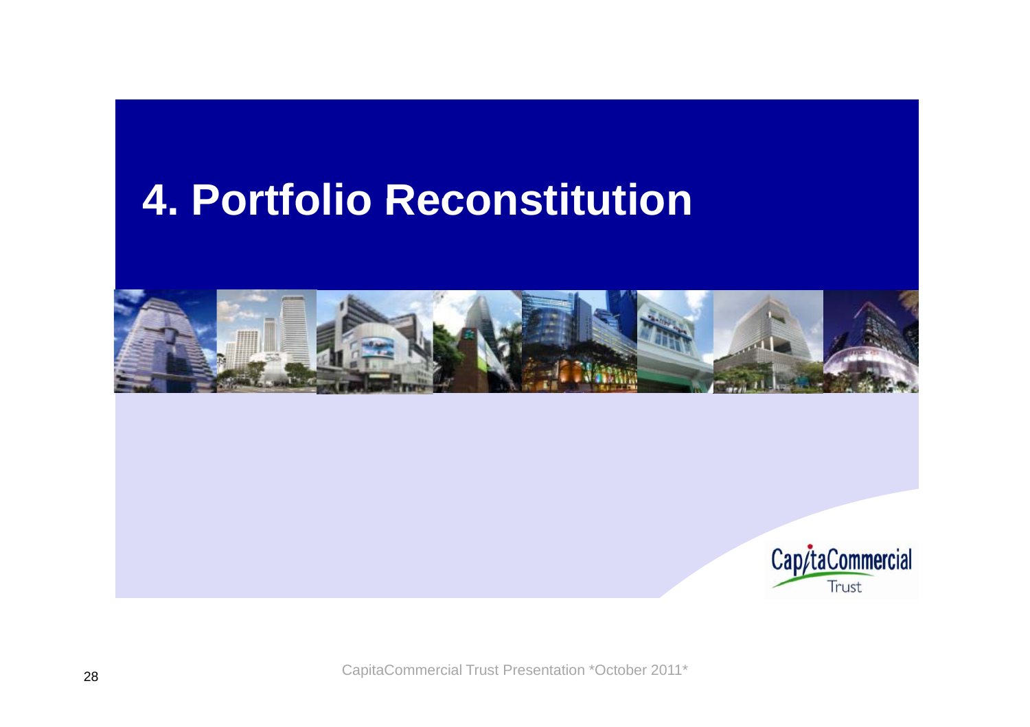# 4. Portfolio Reconstitution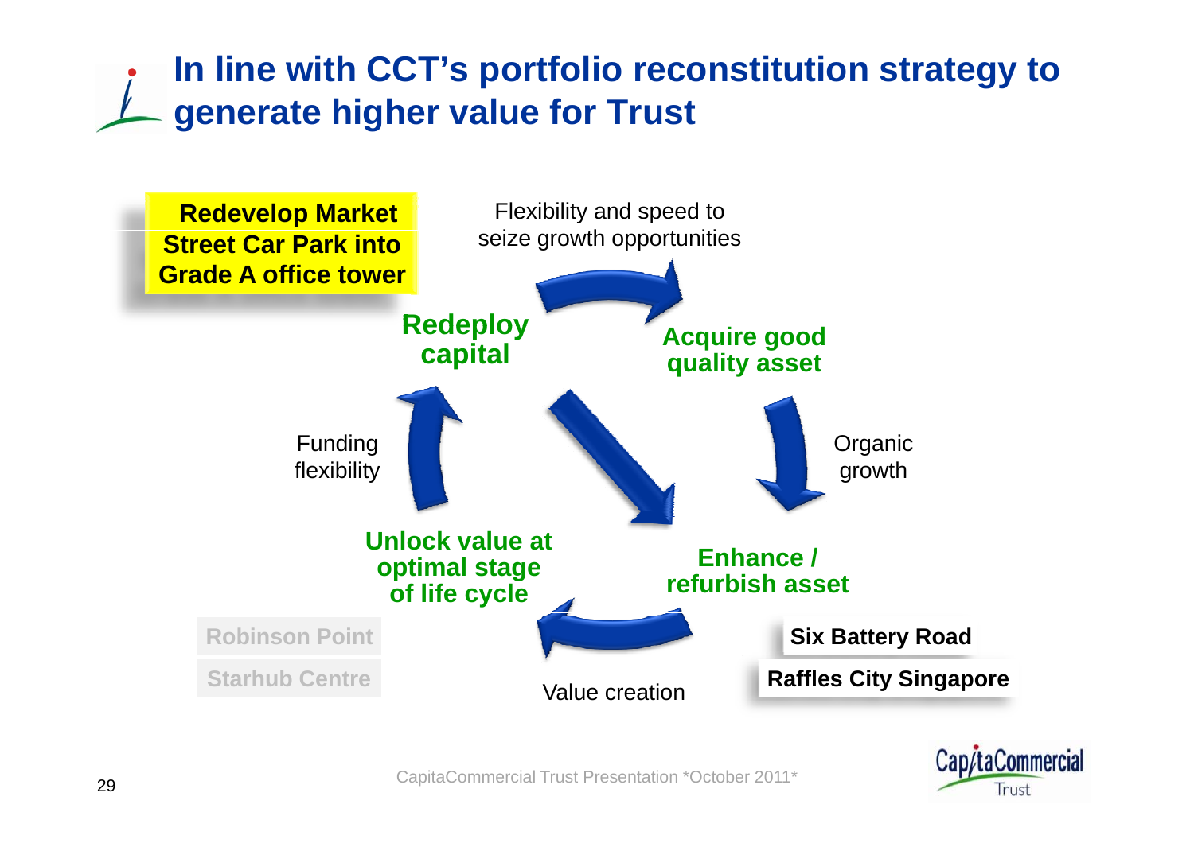# In line with CCT's portfolio reconstitution strategy to generate higher value for Trust

**Redevelop Market Street Car Park into Grade A office tower**

Flexibility and speed to seize growth opportunities

**Redeploy capital**

**Acquire good quality asset**

Funding flexibility

Organic growth

**Unlock value at optimal stage of life cycle**

**Enhance / refurbish asset**

Robinson Point

Starhub Centre

Value creation

**Six Battery Road**

**Raffles City Singapore**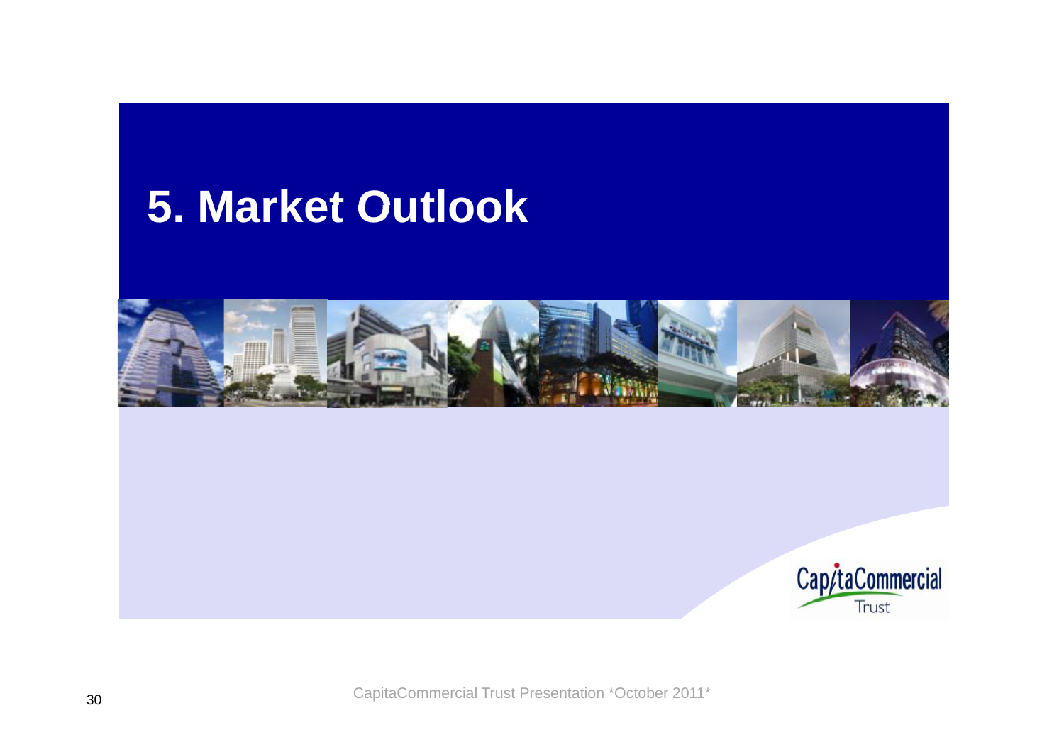# 5. Market Outlook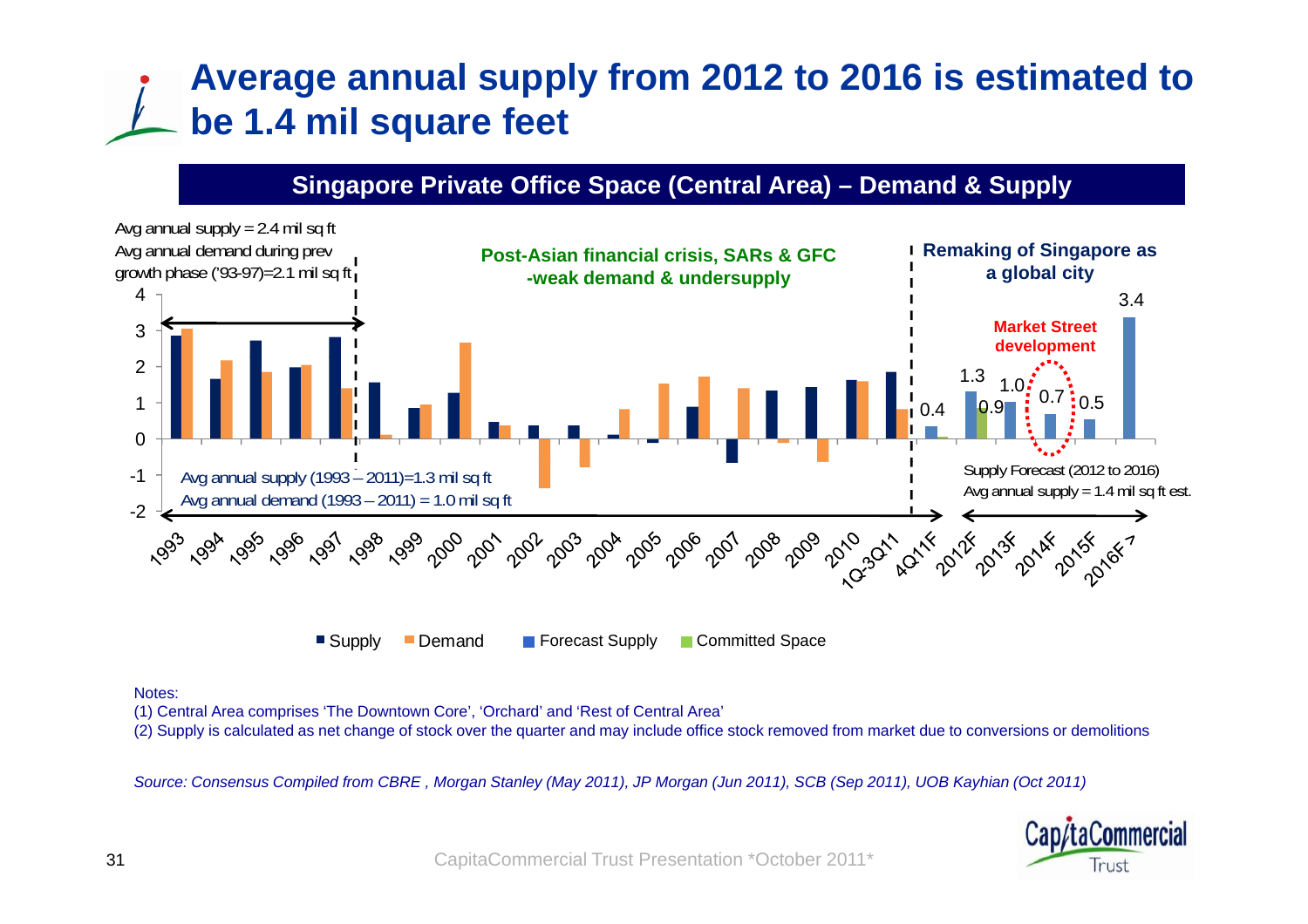# Average annual supply from 2012 to 2016 is estimated to be 1.4 mil square feet

## Singapore Private Office Space (Central Area) – Demand & Supply

Avg annual supply = 2.4 mil sq ft
Avg annual demand during prev growth phase ('93-97)=2.1 mil sq ft

**Post-Asian financial crisis, SARs & GFC -weak demand & undersupply**

**Remaking of Singapore as a global city**

**Market Street development**

Avg annual supply (1993 – 2011)=1.3 mil sq ft
Avg annual demand (1993 – 2011) = 1.0 mil sq ft

Supply Forecast (2012 to 2016)
Avg annual supply = 1.4 mil sq ft est.

| Period | Forecast Supply | Committed Space |
|---|---|---|
| 4Q11F | 0.4 | |
| 2012F | 1.3 | 0.9 |
| 2013F | 1.0 | |
| 2014F | 0.7 | |
| 2015F | 0.5 | |
| 2016F > | 3.4 | |

■ Supply ■ Demand ■ Forecast Supply ■ Committed Space

Notes:
(1) Central Area comprises 'The Downtown Core', 'Orchard' and 'Rest of Central Area'
(2) Supply is calculated as net change of stock over the quarter and may include office stock removed from market due to conversions or demolitions

*Source: Consensus Compiled from CBRE , Morgan Stanley (May 2011), JP Morgan (Jun 2011), SCB (Sep 2011), UOB Kayhian (Oct 2011)*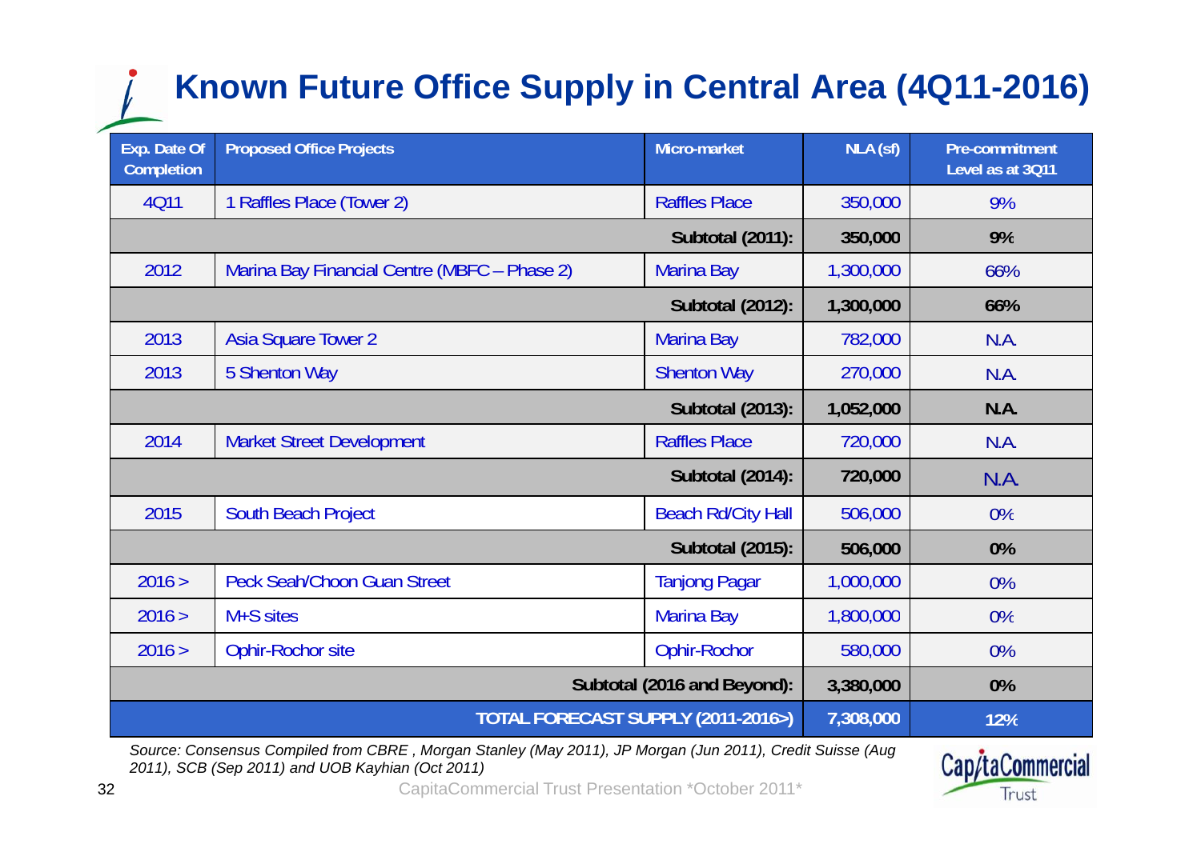# Known Future Office Supply in Central Area (4Q11-2016)

| Exp. Date Of Completion | Proposed Office Projects | Micro-market | NLA (sf) | Pre-commitment Level as at 3Q11 |
|---|---|---|---|---|
| 4Q11 | 1 Raffles Place (Tower 2) | Raffles Place | 350,000 | 9% |
| | | **Subtotal (2011):** | **350,000** | **9%** |
| 2012 | Marina Bay Financial Centre (MBFC – Phase 2) | Marina Bay | 1,300,000 | 66% |
| | | **Subtotal (2012):** | **1,300,000** | **66%** |
| 2013 | Asia Square Tower 2 | Marina Bay | 782,000 | N.A. |
| 2013 | 5 Shenton Way | Shenton Way | 270,000 | N.A. |
| | | **Subtotal (2013):** | **1,052,000** | **N.A.** |
| 2014 | Market Street Development | Raffles Place | 720,000 | N.A. |
| | | **Subtotal (2014):** | **720,000** | **N.A.** |
| 2015 | South Beach Project | Beach Rd/City Hall | 506,000 | 0% |
| | | **Subtotal (2015):** | **506,000** | **0%** |
| 2016 > | Peck Seah/Choon Guan Street | Tanjong Pagar | 1,000,000 | 0% |
| 2016 > | M+S sites | Marina Bay | 1,800,000 | 0% |
| 2016 > | Ophir-Rochor site | Ophir-Rochor | 580,000 | 0% |
| | | **Subtotal (2016 and Beyond):** | **3,380,000** | **0%** |
| | | **TOTAL FORECAST SUPPLY (2011-2016>)** | **7,308,000** | **12%** |

*Source: Consensus Compiled from CBRE , Morgan Stanley (May 2011), JP Morgan (Jun 2011), Credit Suisse (Aug 2011), SCB (Sep 2011) and UOB Kayhian (Oct 2011)*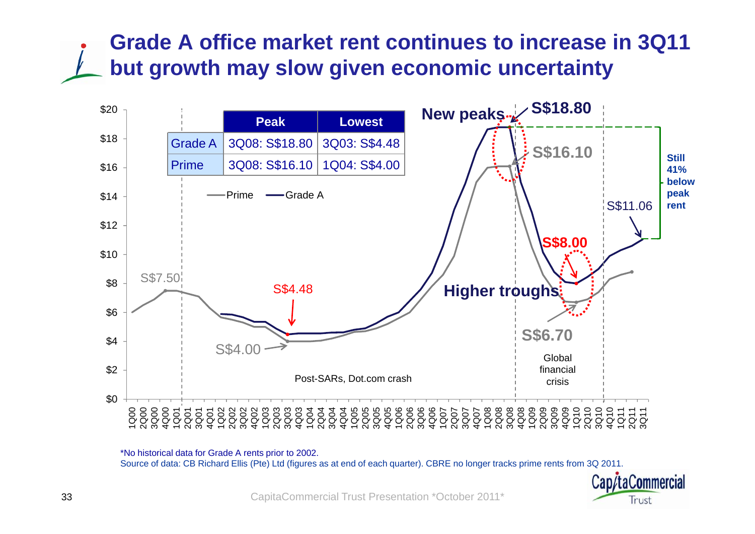# Grade A office market rent continues to increase in 3Q11 but growth may slow given economic uncertainty

| | Peak | Lowest |
|---|---|---|
| Grade A | 3Q08: S$18.80 | 3Q03: S$4.48 |
| Prime | 3Q08: S$16.10 | 1Q04: S$4.00 |

New peaks — S$18.80, S$16.10

Higher troughs — S$8.00, S$6.70

S$7.50

S$4.48

S$4.00

S$11.06

Still 41% below peak rent

Post-SARs, Dot.com crash

Global financial crisis

Legend: Prime, Grade A

*No historical data for Grade A rents prior to 2002.

Source of data: CB Richard Ellis (Pte) Ltd (figures as at end of each quarter). CBRE no longer tracks prime rents from 3Q 2011.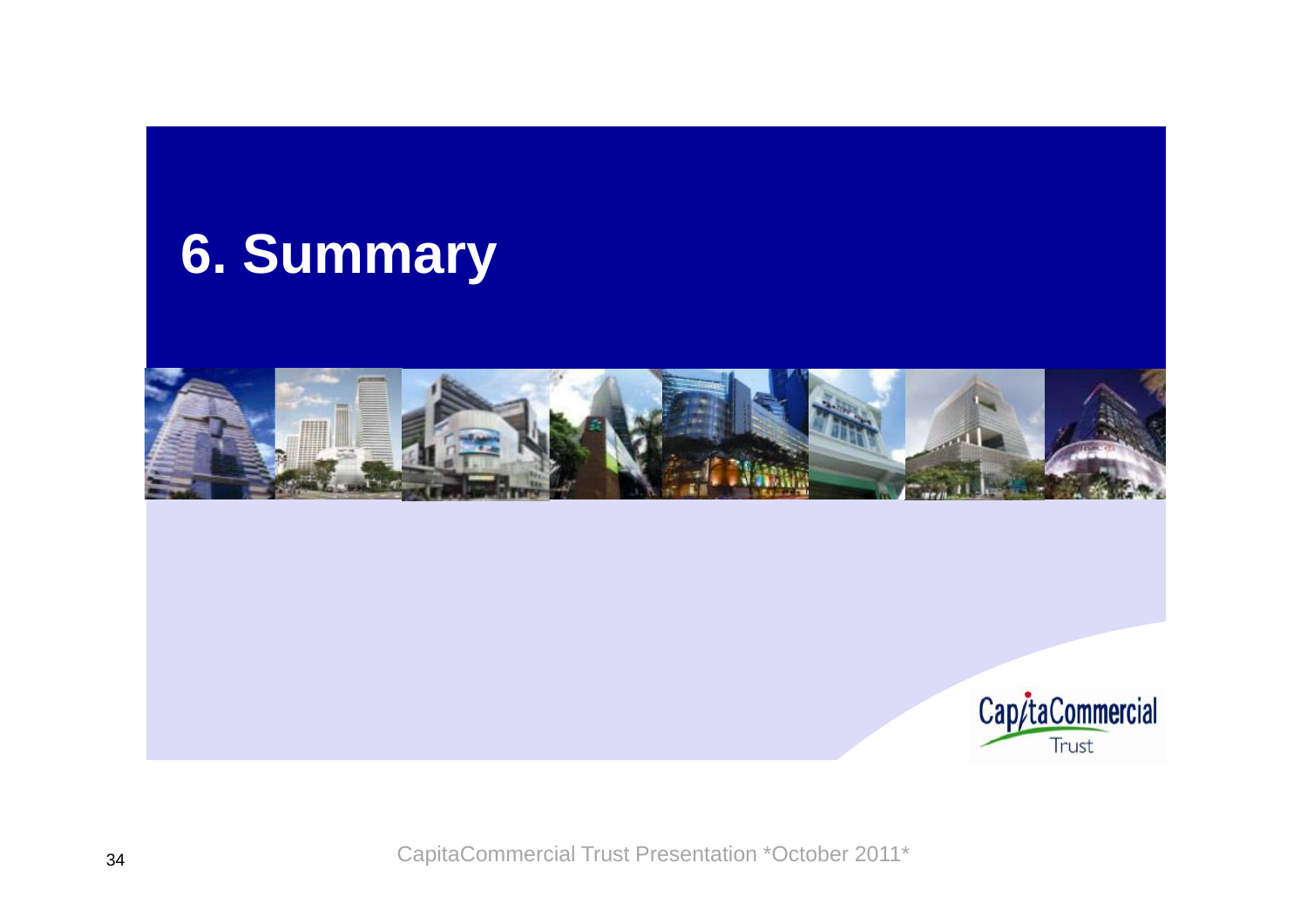# 6. Summary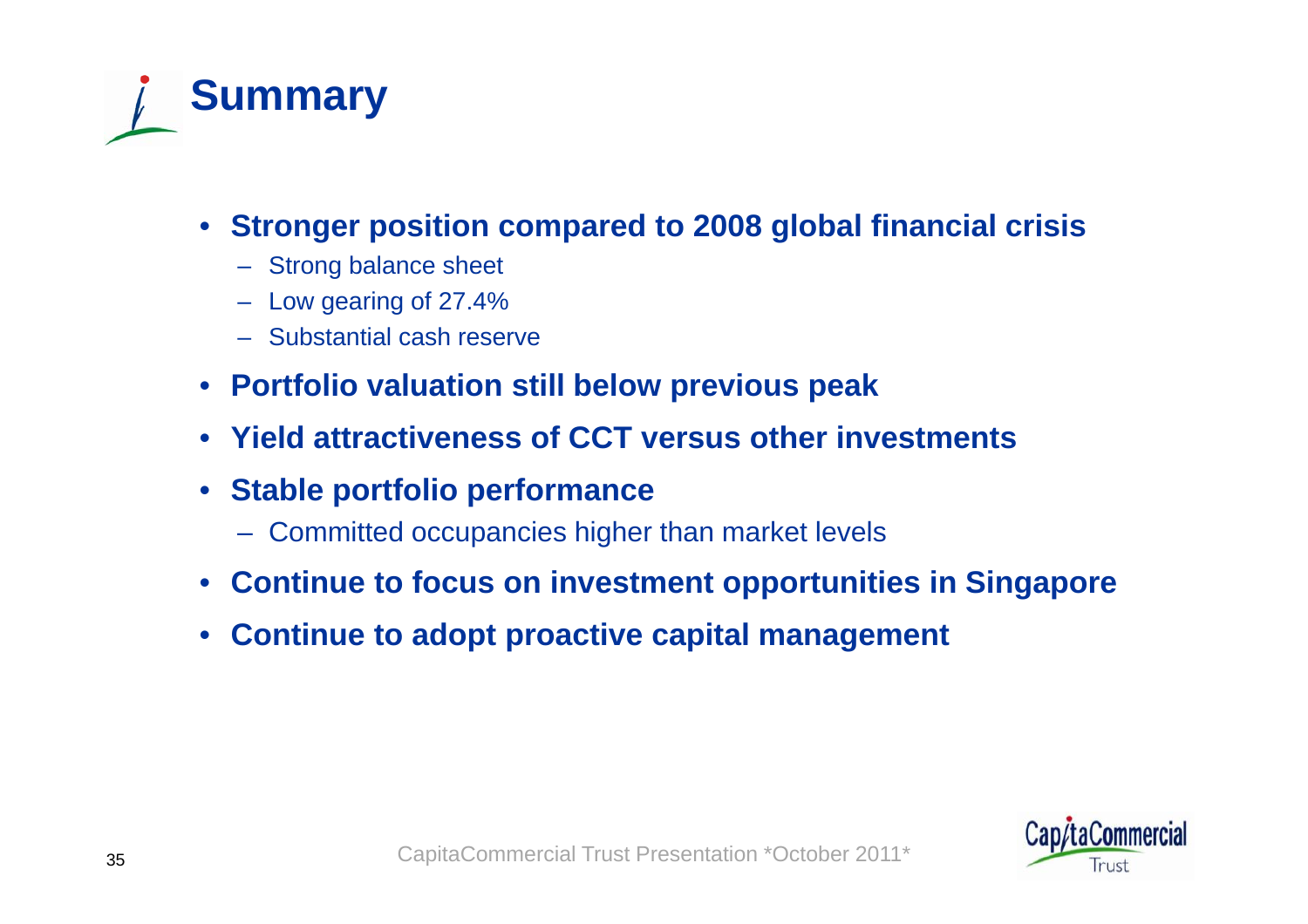# Summary

- **Stronger position compared to 2008 global financial crisis**
  - Strong balance sheet
  - Low gearing of 27.4%
  - Substantial cash reserve
- **Portfolio valuation still below previous peak**
- **Yield attractiveness of CCT versus other investments**
- **Stable portfolio performance**
  - Committed occupancies higher than market levels
- **Continue to focus on investment opportunities in Singapore**
- **Continue to adopt proactive capital management**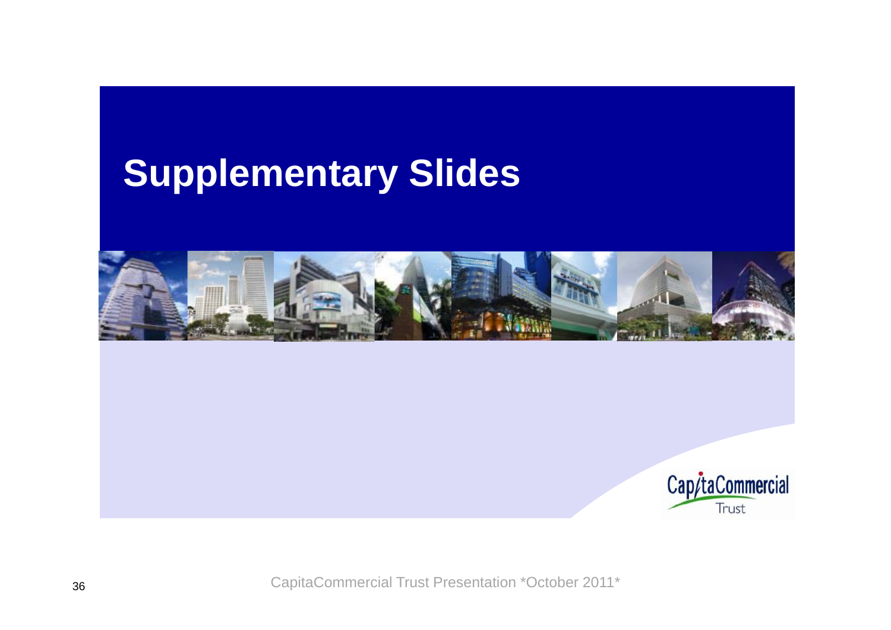# Supplementary Slides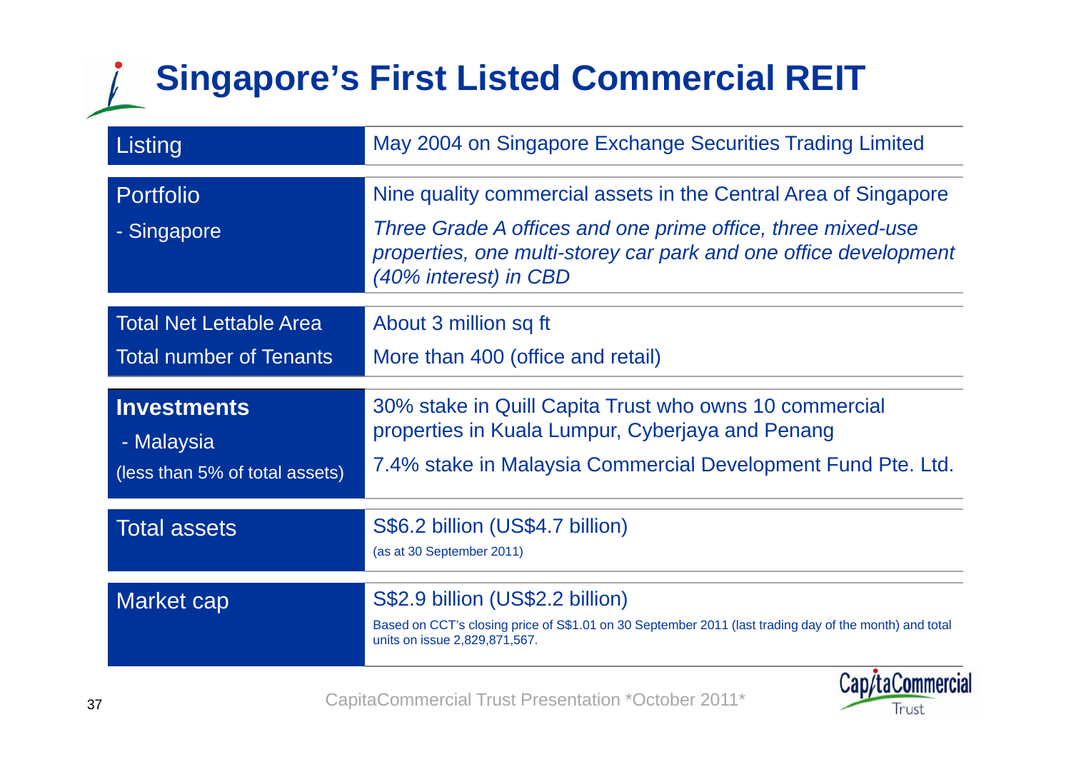# Singapore's First Listed Commercial REIT

| | |
|---|---|
| Listing | May 2004 on Singapore Exchange Securities Trading Limited |
| Portfolio<br>- Singapore | Nine quality commercial assets in the Central Area of Singapore<br>*Three Grade A offices and one prime office, three mixed-use properties, one multi-storey car park and one office development (40% interest) in CBD* |
| Total Net Lettable Area<br>Total number of Tenants | About 3 million sq ft<br>More than 400 (office and retail) |
| **Investments**<br>- Malaysia<br>(less than 5% of total assets) | 30% stake in Quill Capita Trust who owns 10 commercial properties in Kuala Lumpur, Cyberjaya and Penang<br>7.4% stake in Malaysia Commercial Development Fund Pte. Ltd. |
| Total assets | S$6.2 billion (US$4.7 billion)<br>(as at 30 September 2011) |
| Market cap | S$2.9 billion (US$2.2 billion)<br>Based on CCT's closing price of S$1.01 on 30 September 2011 (last trading day of the month) and total units on issue 2,829,871,567. |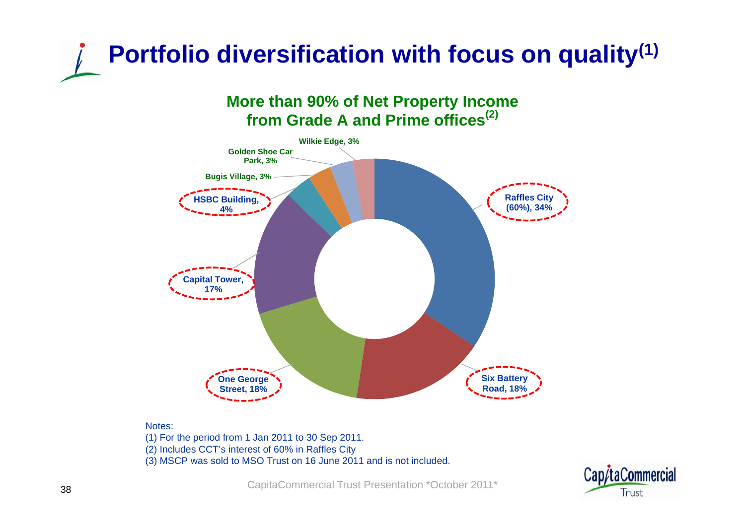# Portfolio diversification with focus on quality[1]

**More than 90% of Net Property Income from Grade A and Prime offices[2]**

| Property | Share |
| --- | --- |
| Raffles City (60%) | 34% |
| Six Battery Road | 18% |
| One George Street | 18% |
| Capital Tower | 17% |
| HSBC Building | 4% |
| Bugis Village | 3% |
| Golden Shoe Car Park | 3% |
| Wilkie Edge | 3% |

Notes:

(1) For the period from 1 Jan 2011 to 30 Sep 2011.

(2) Includes CCT's interest of 60% in Raffles City

(3) MSCP was sold to MSO Trust on 16 June 2011 and is not included.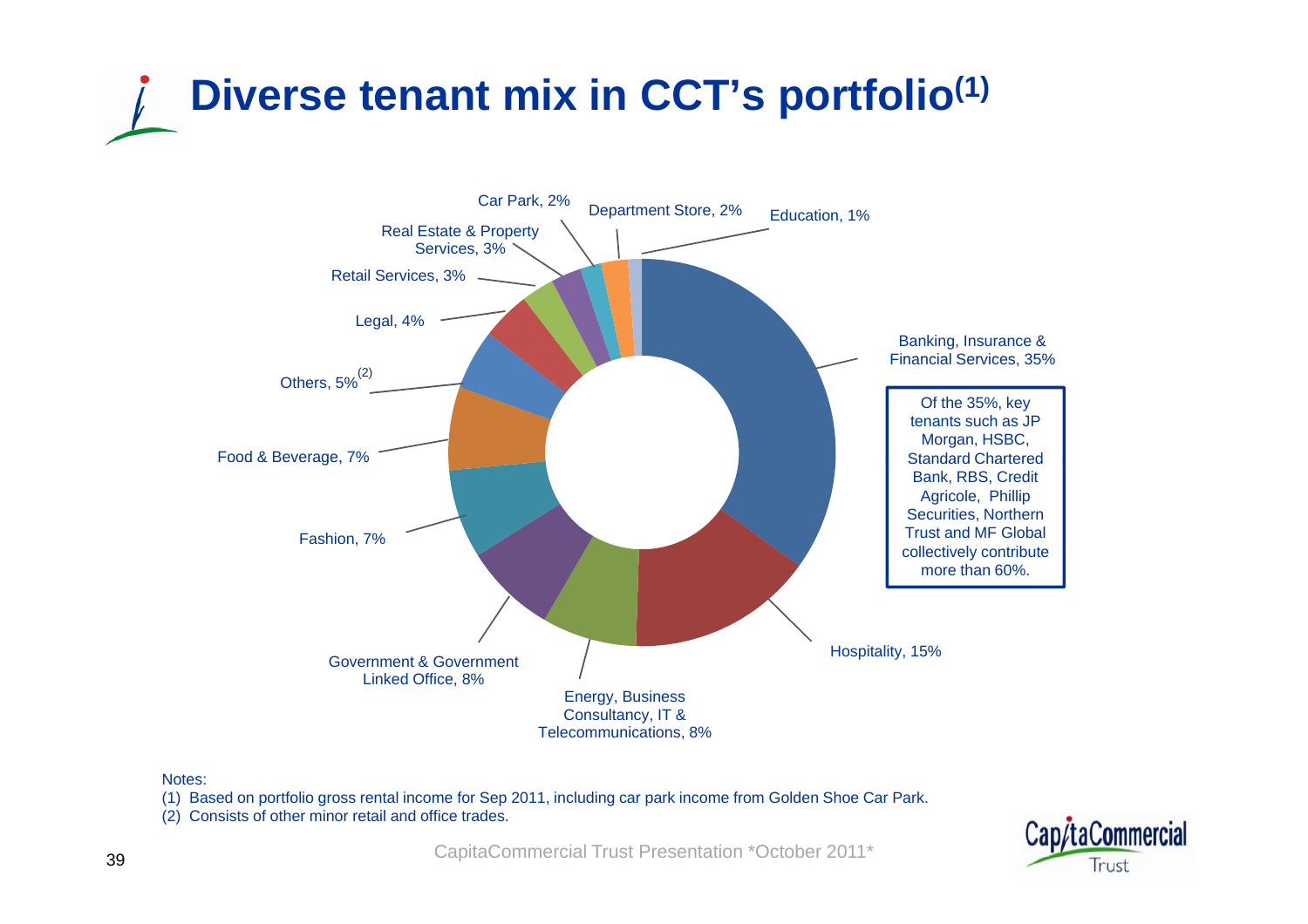# Diverse tenant mix in CCT's portfolio[1]

| Trade Sector | % |
|---|---|
| Banking, Insurance & Financial Services | 35% |
| Hospitality | 15% |
| Energy, Business Consultancy, IT & Telecommunications | 8% |
| Government & Government Linked Office | 8% |
| Fashion | 7% |
| Food & Beverage | 7% |
| Others[2] | 5% |
| Legal | 4% |
| Retail Services | 3% |
| Real Estate & Property Services | 3% |
| Car Park | 2% |
| Department Store | 2% |
| Education | 1% |

Of the 35%, key tenants such as JP Morgan, HSBC, Standard Chartered Bank, RBS, Credit Agricole, Phillip Securities, Northern Trust and MF Global collectively contribute more than 60%.

Notes:

(1) Based on portfolio gross rental income for Sep 2011, including car park income from Golden Shoe Car Park.

(2) Consists of other minor retail and office trades.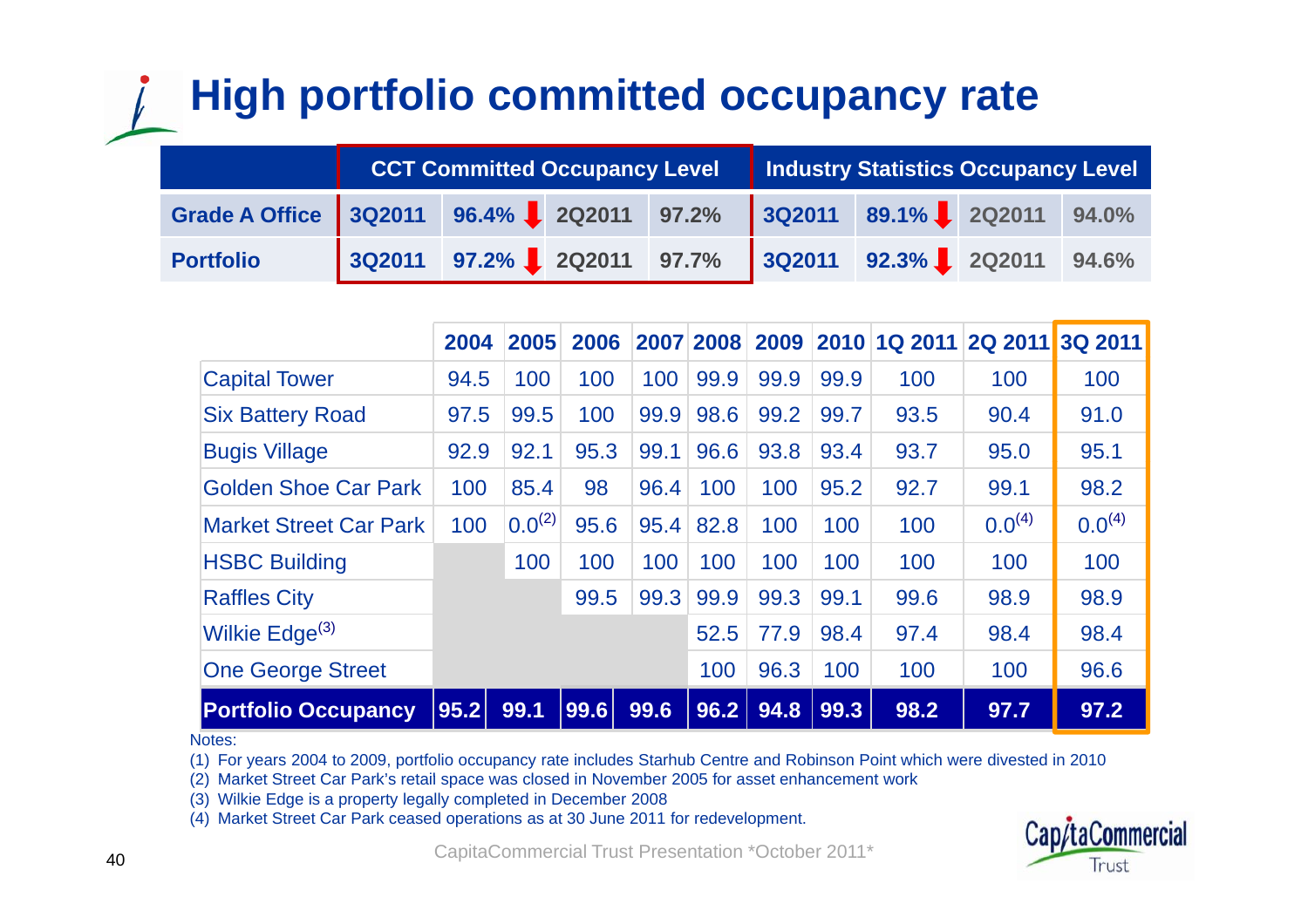# High portfolio committed occupancy rate

| | CCT Committed Occupancy Level | | | | Industry Statistics Occupancy Level | | | |
|---|---|---|---|---|---|---|---|---|
| **Grade A Office** | 3Q2011 | 96.4% ↓ | 2Q2011 | 97.2% | 3Q2011 | 89.1% ↓ | 2Q2011 | 94.0% |
| **Portfolio** | 3Q2011 | 97.2% ↓ | 2Q2011 | 97.7% | 3Q2011 | 92.3% ↓ | 2Q2011 | 94.6% |

| | 2004 | 2005 | 2006 | 2007 | 2008 | 2009 | 2010 | 1Q 2011 | 2Q 2011 | 3Q 2011 |
|---|---|---|---|---|---|---|---|---|---|---|
| Capital Tower | 94.5 | 100 | 100 | 100 | 99.9 | 99.9 | 99.9 | 100 | 100 | 100 |
| Six Battery Road | 97.5 | 99.5 | 100 | 99.9 | 98.6 | 99.2 | 99.7 | 93.5 | 90.4 | 91.0 |
| Bugis Village | 92.9 | 92.1 | 95.3 | 99.1 | 96.6 | 93.8 | 93.4 | 93.7 | 95.0 | 95.1 |
| Golden Shoe Car Park | 100 | 85.4 | 98 | 96.4 | 100 | 100 | 95.2 | 92.7 | 99.1 | 98.2 |
| Market Street Car Park | 100 | 0.0[2] | 95.6 | 95.4 | 82.8 | 100 | 100 | 100 | 0.0[4] | 0.0[4] |
| HSBC Building | | 100 | 100 | 100 | 100 | 100 | 100 | 100 | 100 | 100 |
| Raffles City | | | 99.5 | 99.3 | 99.9 | 99.3 | 99.1 | 99.6 | 98.9 | 98.9 |
| Wilkie Edge[3] | | | | | 52.5 | 77.9 | 98.4 | 97.4 | 98.4 | 98.4 |
| One George Street | | | | | 100 | 96.3 | 100 | 100 | 100 | 96.6 |
| **Portfolio Occupancy** | **95.2** | **99.1** | **99.6** | **99.6** | **96.2** | **94.8** | **99.3** | **98.2** | **97.7** | **97.2** |

Notes:

(1) For years 2004 to 2009, portfolio occupancy rate includes Starhub Centre and Robinson Point which were divested in 2010

(2) Market Street Car Park's retail space was closed in November 2005 for asset enhancement work

(3) Wilkie Edge is a property legally completed in December 2008

(4) Market Street Car Park ceased operations as at 30 June 2011 for redevelopment.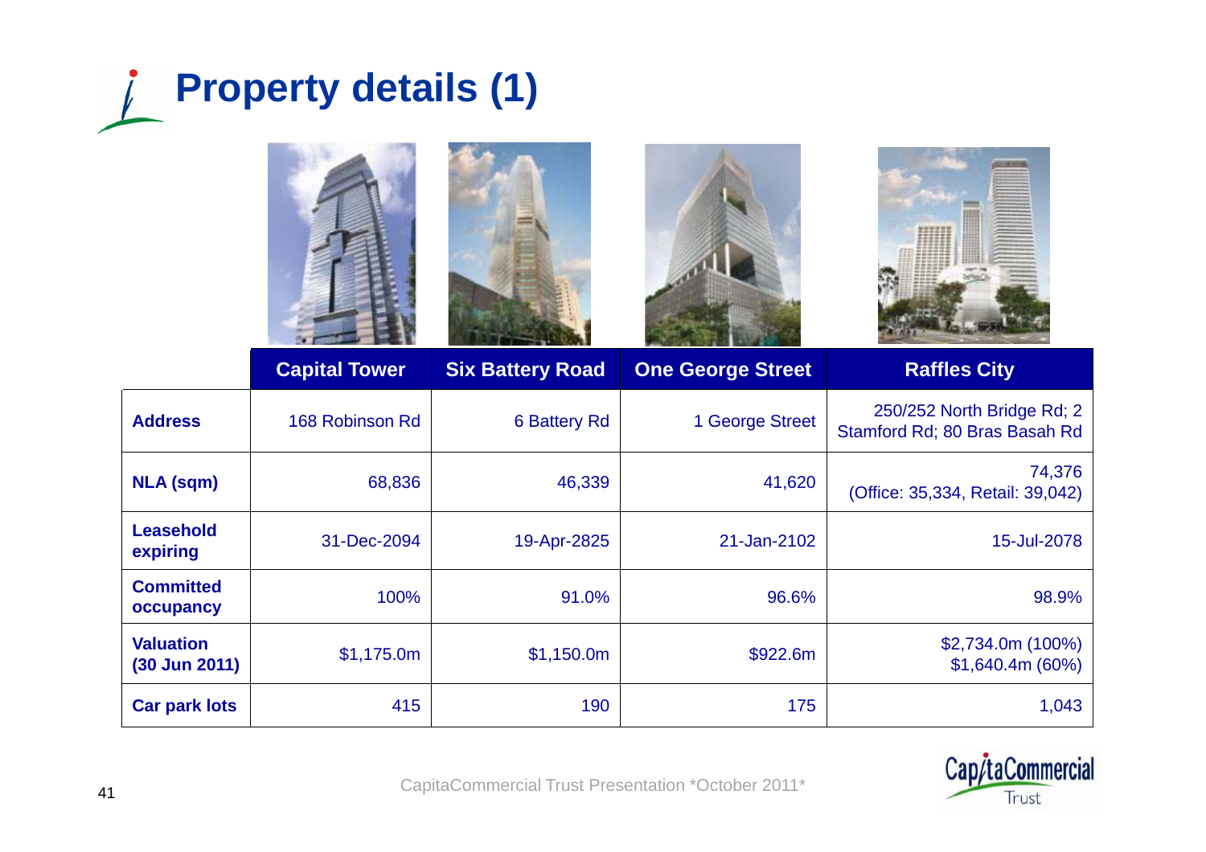# Property details (1)

| | Capital Tower | Six Battery Road | One George Street | Raffles City |
|---|---|---|---|---|
| **Address** | 168 Robinson Rd | 6 Battery Rd | 1 George Street | 250/252 North Bridge Rd; 2 Stamford Rd; 80 Bras Basah Rd |
| **NLA (sqm)** | 68,836 | 46,339 | 41,620 | 74,376 (Office: 35,334, Retail: 39,042) |
| **Leasehold expiring** | 31-Dec-2094 | 19-Apr-2825 | 21-Jan-2102 | 15-Jul-2078 |
| **Committed occupancy** | 100% | 91.0% | 96.6% | 98.9% |
| **Valuation (30 Jun 2011)** | $1,175.0m | $1,150.0m | $922.6m | $2,734.0m (100%) $1,640.4m (60%) |
| **Car park lots** | 415 | 190 | 175 | 1,043 |

CapitaCommercial Trust Presentation *October 2011*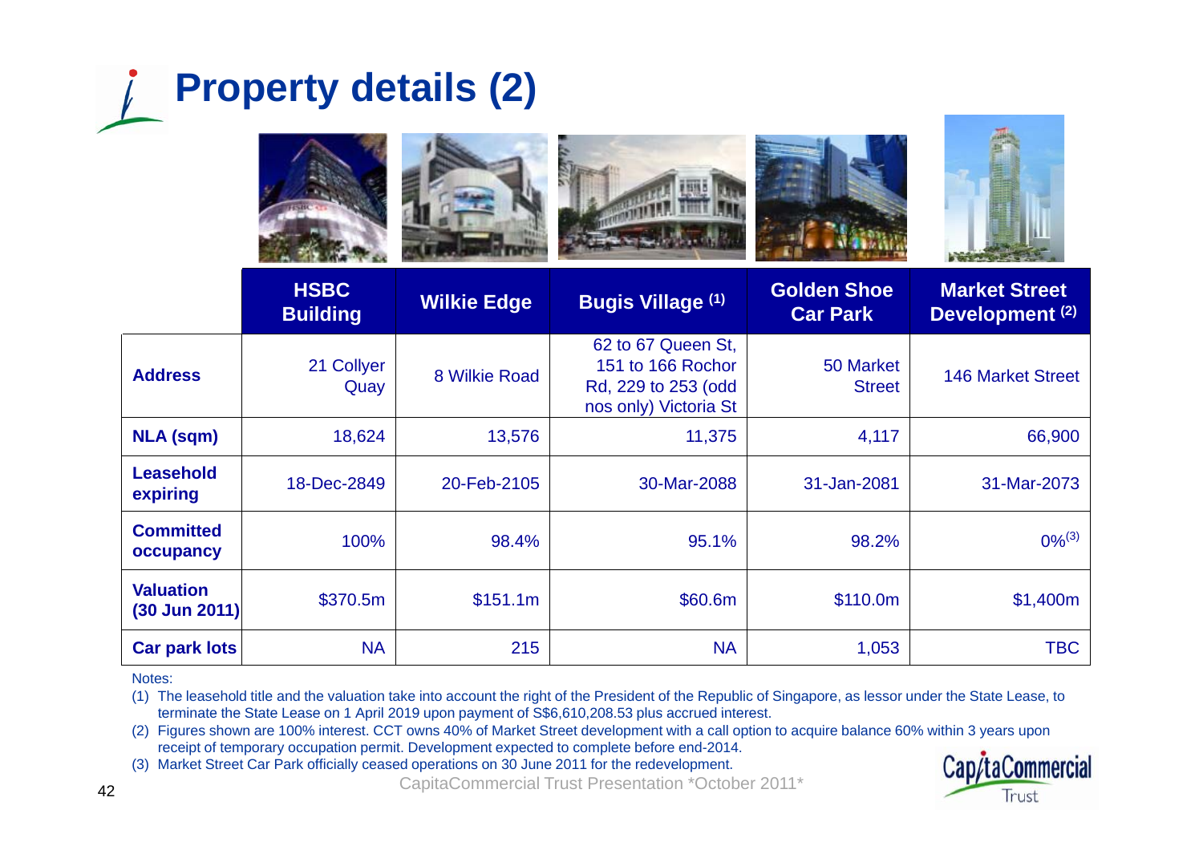# Property details (2)

| | HSBC Building | Wilkie Edge | Bugis Village [1] | Golden Shoe Car Park | Market Street Development [2] |
|---|---|---|---|---|---|
| **Address** | 21 Collyer Quay | 8 Wilkie Road | 62 to 67 Queen St, 151 to 166 Rochor Rd, 229 to 253 (odd nos only) Victoria St | 50 Market Street | 146 Market Street |
| **NLA (sqm)** | 18,624 | 13,576 | 11,375 | 4,117 | 66,900 |
| **Leasehold expiring** | 18-Dec-2849 | 20-Feb-2105 | 30-Mar-2088 | 31-Jan-2081 | 31-Mar-2073 |
| **Committed occupancy** | 100% | 98.4% | 95.1% | 98.2% | 0%[3] |
| **Valuation (30 Jun 2011)** | $370.5m | $151.1m | $60.6m | $110.0m | $1,400m |
| **Car park lots** | NA | 215 | NA | 1,053 | TBC |

Notes:

(1) The leasehold title and the valuation take into account the right of the President of the Republic of Singapore, as lessor under the State Lease, to terminate the State Lease on 1 April 2019 upon payment of S$6,610,208.53 plus accrued interest.

(2) Figures shown are 100% interest. CCT owns 40% of Market Street development with a call option to acquire balance 60% within 3 years upon receipt of temporary occupation permit. Development expected to complete before end-2014.

(3) Market Street Car Park officially ceased operations on 30 June 2011 for the redevelopment.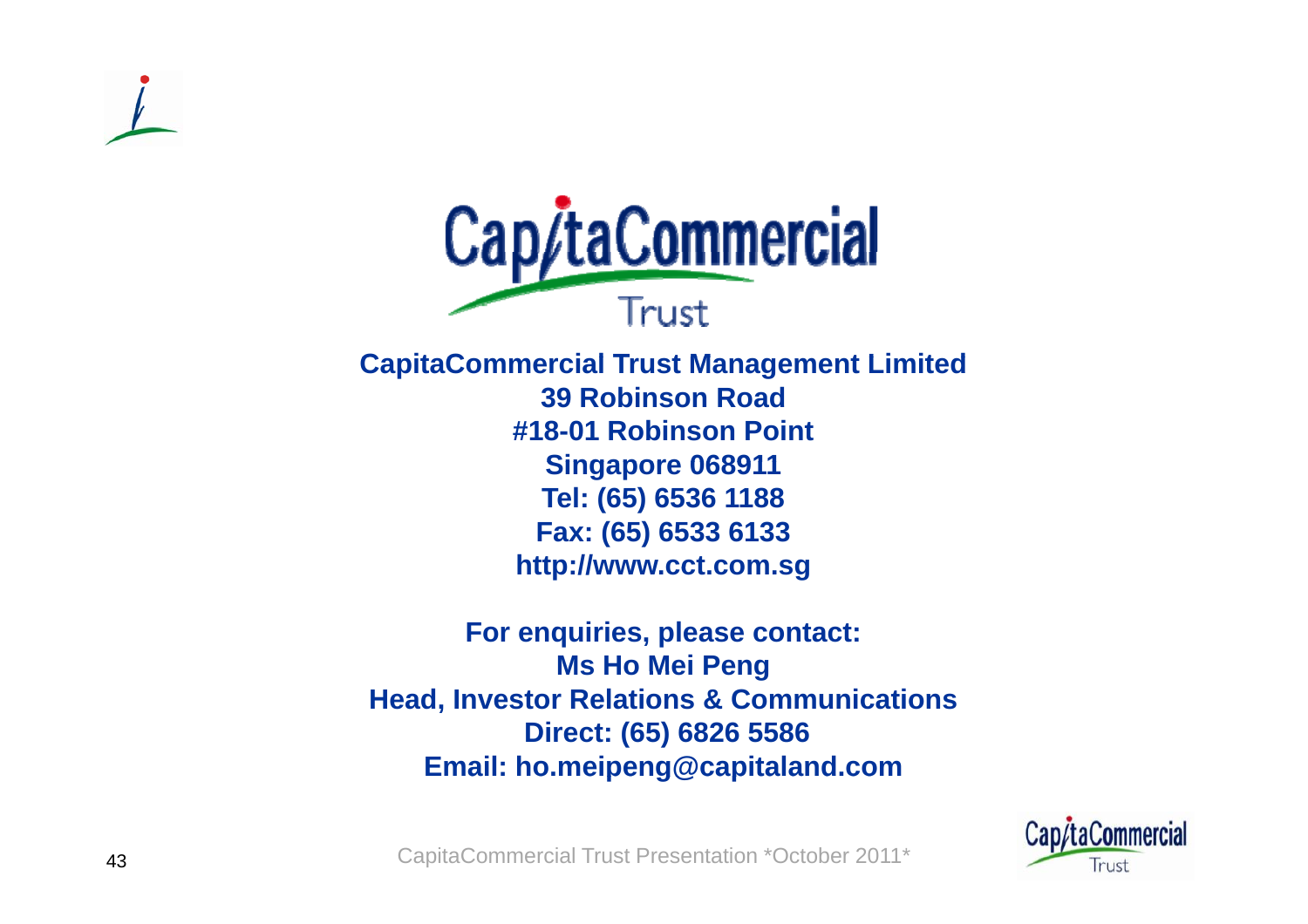**CapitaCommercial Trust Management Limited**
**39 Robinson Road**
**#18-01 Robinson Point**
**Singapore 068911**
**Tel: (65) 6536 1188**
**Fax: (65) 6533 6133**
**http://www.cct.com.sg**

**For enquiries, please contact:**
**Ms Ho Mei Peng**
**Head, Investor Relations & Communications**
**Direct: (65) 6826 5586**
**Email: ho.meipeng@capitaland.com**